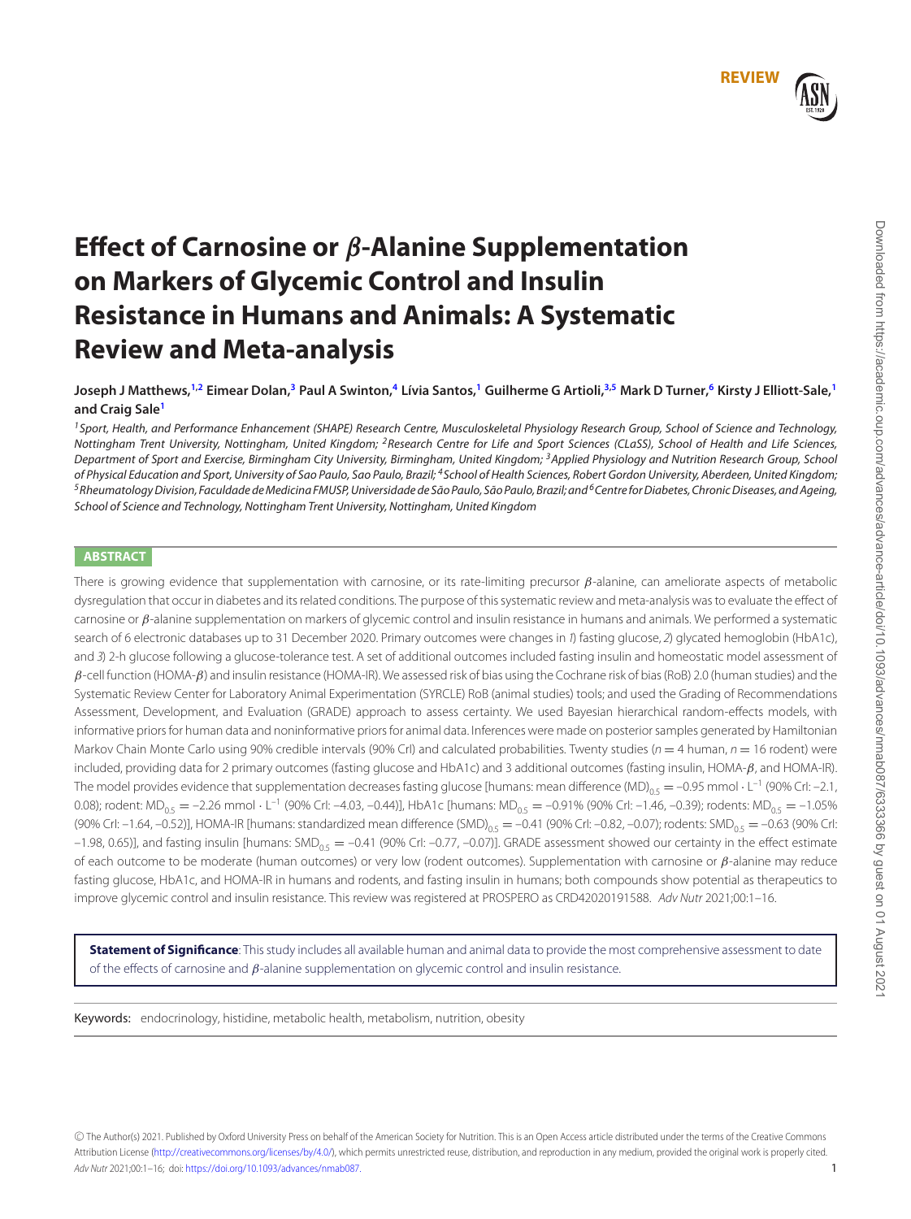REVIEW

# Effect of Carnosine or $\beta$-Alanine Supplementation on Markers of Glycemic Control and Insulin Resistance in Humans and Animals: A Systematic Review and Meta-analysis

**Joseph J Matthews,[1,2] Eimear Dolan,[3] Paul A Swinton,[4] Lívia Santos,[1] Guilherme G Artioli,[3,5] Mark D Turner,[6] Kirsty J Elliott-Sale,[1] and Craig Sale[1]**

*[1]Sport, Health, and Performance Enhancement (SHAPE) Research Centre, Musculoskeletal Physiology Research Group, School of Science and Technology, Nottingham Trent University, Nottingham, United Kingdom; [2]Research Centre for Life and Sport Sciences (CLaSS), School of Health and Life Sciences, Department of Sport and Exercise, Birmingham City University, Birmingham, United Kingdom; [3]Applied Physiology and Nutrition Research Group, School of Physical Education and Sport, University of Sao Paulo, Sao Paulo, Brazil; [4]School of Health Sciences, Robert Gordon University, Aberdeen, United Kingdom; [5]Rheumatology Division, Faculdade de Medicina FMUSP, Universidade de São Paulo, São Paulo, Brazil; and [6]Centre for Diabetes, Chronic Diseases, and Ageing, School of Science and Technology, Nottingham Trent University, Nottingham, United Kingdom*

## ABSTRACT

There is growing evidence that supplementation with carnosine, or its rate-limiting precursor $\beta$-alanine, can ameliorate aspects of metabolic dysregulation that occur in diabetes and its related conditions. The purpose of this systematic review and meta-analysis was to evaluate the effect of carnosine or $\beta$-alanine supplementation on markers of glycemic control and insulin resistance in humans and animals. We performed a systematic search of 6 electronic databases up to 31 December 2020. Primary outcomes were changes in *1*) fasting glucose, *2*) glycated hemoglobin (HbA1c), and *3*) 2-h glucose following a glucose-tolerance test. A set of additional outcomes included fasting insulin and homeostatic model assessment of $\beta$-cell function (HOMA-$\beta$) and insulin resistance (HOMA-IR). We assessed risk of bias using the Cochrane risk of bias (RoB) 2.0 (human studies) and the Systematic Review Center for Laboratory Animal Experimentation (SYRCLE) RoB (animal studies) tools; and used the Grading of Recommendations Assessment, Development, and Evaluation (GRADE) approach to assess certainty. We used Bayesian hierarchical random-effects models, with informative priors for human data and noninformative priors for animal data. Inferences were made on posterior samples generated by Hamiltonian Markov Chain Monte Carlo using 90% credible intervals (90% CrI) and calculated probabilities. Twenty studies ($n = 4$ human, $n = 16$ rodent) were included, providing data for 2 primary outcomes (fasting glucose and HbA1c) and 3 additional outcomes (fasting insulin, HOMA-$\beta$, and HOMA-IR). The model provides evidence that supplementation decreases fasting glucose [humans: mean difference $(\text{MD})_{0.5} = -0.95$ mmol $\cdot$ L$^{-1}$ (90% CrI: –2.1, 0.08); rodent: $\text{MD}_{0.5} = -2.26$ mmol $\cdot$ L$^{-1}$ (90% CrI: –4.03, –0.44)], HbA1c [humans: $\text{MD}_{0.5} = -0.91$% (90% CrI: –1.46, –0.39); rodents: $\text{MD}_{0.5} = -1.05$% (90% CrI: –1.64, –0.52)], HOMA-IR [humans: standardized mean difference $(\text{SMD})_{0.5} = -0.41$ (90% CrI: –0.82, –0.07); rodents: $\text{SMD}_{0.5} = -0.63$ (90% CrI: –1.98, 0.65)], and fasting insulin [humans: $\text{SMD}_{0.5} = -0.41$ (90% CrI: –0.77, –0.07)]. GRADE assessment showed our certainty in the effect estimate of each outcome to be moderate (human outcomes) or very low (rodent outcomes). Supplementation with carnosine or $\beta$-alanine may reduce fasting glucose, HbA1c, and HOMA-IR in humans and rodents, and fasting insulin in humans; both compounds show potential as therapeutics to improve glycemic control and insulin resistance. This review was registered at PROSPERO as CRD42020191588. *Adv Nutr* 2021;00:1–16.

**Statement of Significance**: This study includes all available human and animal data to provide the most comprehensive assessment to date of the effects of carnosine and $\beta$-alanine supplementation on glycemic control and insulin resistance.

Keywords: endocrinology, histidine, metabolic health, metabolism, nutrition, obesity

© The Author(s) 2021. Published by Oxford University Press on behalf of the American Society for Nutrition. This is an Open Access article distributed under the terms of the Creative Commons Attribution License (http://creativecommons.org/licenses/by/4.0/), which permits unrestricted reuse, distribution, and reproduction in any medium, provided the original work is properly cited. *Adv Nutr* 2021;00:1–16; doi: https://doi.org/10.1093/advances/nmab087.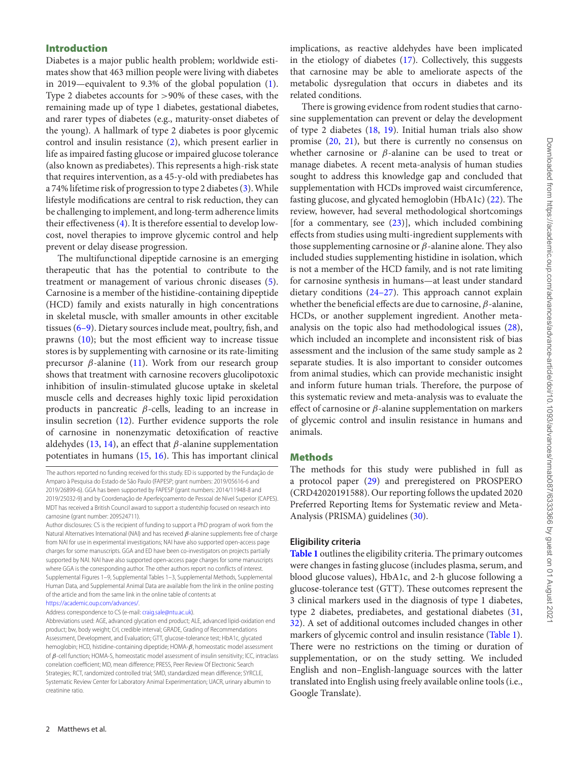## Introduction

Diabetes is a major public health problem; worldwide estimates show that 463 million people were living with diabetes in 2019—equivalent to 9.3% of the global population (1). Type 2 diabetes accounts for >90% of these cases, with the remaining made up of type 1 diabetes, gestational diabetes, and rarer types of diabetes (e.g., maturity-onset diabetes of the young). A hallmark of type 2 diabetes is poor glycemic control and insulin resistance (2), which present earlier in life as impaired fasting glucose or impaired glucose tolerance (also known as prediabetes). This represents a high-risk state that requires intervention, as a 45-y-old with prediabetes has a 74% lifetime risk of progression to type 2 diabetes (3). While lifestyle modifications are central to risk reduction, they can be challenging to implement, and long-term adherence limits their effectiveness (4). It is therefore essential to develop low-cost, novel therapies to improve glycemic control and help prevent or delay disease progression.

The multifunctional dipeptide carnosine is an emerging therapeutic that has the potential to contribute to the treatment or management of various chronic diseases (5). Carnosine is a member of the histidine-containing dipeptide (HCD) family and exists naturally in high concentrations in skeletal muscle, with smaller amounts in other excitable tissues (6–9). Dietary sources include meat, poultry, fish, and prawns (10); but the most efficient way to increase tissue stores is by supplementing with carnosine or its rate-limiting precursor $\beta$-alanine (11). Work from our research group shows that treatment with carnosine recovers glucolipotoxic inhibition of insulin-stimulated glucose uptake in skeletal muscle cells and decreases highly toxic lipid peroxidation products in pancreatic $\beta$-cells, leading to an increase in insulin secretion (12). Further evidence supports the role of carnosine in nonenzymatic detoxification of reactive aldehydes (13, 14), an effect that $\beta$-alanine supplementation potentiates in humans (15, 16). This has important clinical implications, as reactive aldehydes have been implicated in the etiology of diabetes (17). Collectively, this suggests that carnosine may be able to ameliorate aspects of the metabolic dysregulation that occurs in diabetes and its related conditions.

There is growing evidence from rodent studies that carnosine supplementation can prevent or delay the development of type 2 diabetes (18, 19). Initial human trials also show promise (20, 21), but there is currently no consensus on whether carnosine or $\beta$-alanine can be used to treat or manage diabetes. A recent meta-analysis of human studies sought to address this knowledge gap and concluded that supplementation with HCDs improved waist circumference, fasting glucose, and glycated hemoglobin (HbA1c) (22). The review, however, had several methodological shortcomings [for a commentary, see (23)], which included combining effects from studies using multi-ingredient supplements with those supplementing carnosine or $\beta$-alanine alone. They also included studies supplementing histidine in isolation, which is not a member of the HCD family, and is not rate limiting for carnosine synthesis in humans—at least under standard dietary conditions (24–27). This approach cannot explain whether the beneficial effects are due to carnosine, $\beta$-alanine, HCDs, or another supplement ingredient. Another meta-analysis on the topic also had methodological issues (28), which included an incomplete and inconsistent risk of bias assessment and the inclusion of the same study sample as 2 separate studies. It is also important to consider outcomes from animal studies, which can provide mechanistic insight and inform future human trials. Therefore, the purpose of this systematic review and meta-analysis was to evaluate the effect of carnosine or $\beta$-alanine supplementation on markers of glycemic control and insulin resistance in humans and animals.

## Methods

The methods for this study were published in full as a protocol paper (29) and preregistered on PROSPERO (CRD42020191588). Our reporting follows the updated 2020 Preferred Reporting Items for Systematic review and Meta-Analysis (PRISMA) guidelines (30).

### Eligibility criteria

**Table 1** outlines the eligibility criteria. The primary outcomes were changes in fasting glucose (includes plasma, serum, and blood glucose values), HbA1c, and 2-h glucose following a glucose-tolerance test (GTT). These outcomes represent the 3 clinical markers used in the diagnosis of type 1 diabetes, type 2 diabetes, prediabetes, and gestational diabetes (31, 32). A set of additional outcomes included changes in other markers of glycemic control and insulin resistance (Table 1). There were no restrictions on the timing or duration of supplementation, or on the study setting. We included English and non–English-language sources with the latter translated into English using freely available online tools (i.e., Google Translate).

---

The authors reported no funding received for this study. ED is supported by the Fundação de Amparo à Pesquisa do Estado de São Paulo (FAPESP; grant numbers: 2019/05616-6 and 2019/26899-6). GGA has been supported by FAPESP (grant numbers: 2014/11948-8 and 2019/25032-9) and by Coordenação de Aperfeiçoamento de Pessoal de Nível Superior (CAPES). MDT has received a British Council award to support a studentship focused on research into carnosine (grant number: 209524711).

Author disclosures: CS is the recipient of funding to support a PhD program of work from the Natural Alternatives International (NAI) and has received $\beta$-alanine supplements free of charge from NAI for use in experimental investigations; NAI have also supported open-access page charges for some manuscripts. GGA and ED have been co-investigators on projects partially supported by NAI. NAI have also supported open-access page charges for some manuscripts where GGA is the corresponding author. The other authors report no conflicts of interest.

Supplemental Figures 1–9, Supplemental Tables 1–3, Supplemental Methods, Supplemental Human Data, and Supplemental Animal Data are available from the link in the online posting of the article and from the same link in the online table of contents at https://academic.oup.com/advances/.

Address correspondence to CS (e-mail: craig.sale@ntu.ac.uk).

Abbreviations used: AGE, advanced glycation end product; ALE, advanced lipid-oxidation end product; bw, body weight; CrI, credible interval; GRADE, Grading of Recommendations Assessment, Development, and Evaluation; GTT, glucose-tolerance test; HbA1c, glycated hemoglobin; HCD, histidine-containing dipeptide; HOMA-$\beta$, homeostatic model assessment of $\beta$-cell function; HOMA-S, homeostatic model assessment of insulin sensitivity; ICC, intraclass correlation coefficient; MD, mean difference; PRESS, Peer Review Of Electronic Search Strategies; RCT, randomized controlled trial; SMD, standardized mean difference; SYRCLE, Systematic Review Center for Laboratory Animal Experimentation; UACR, urinary albumin to creatinine ratio.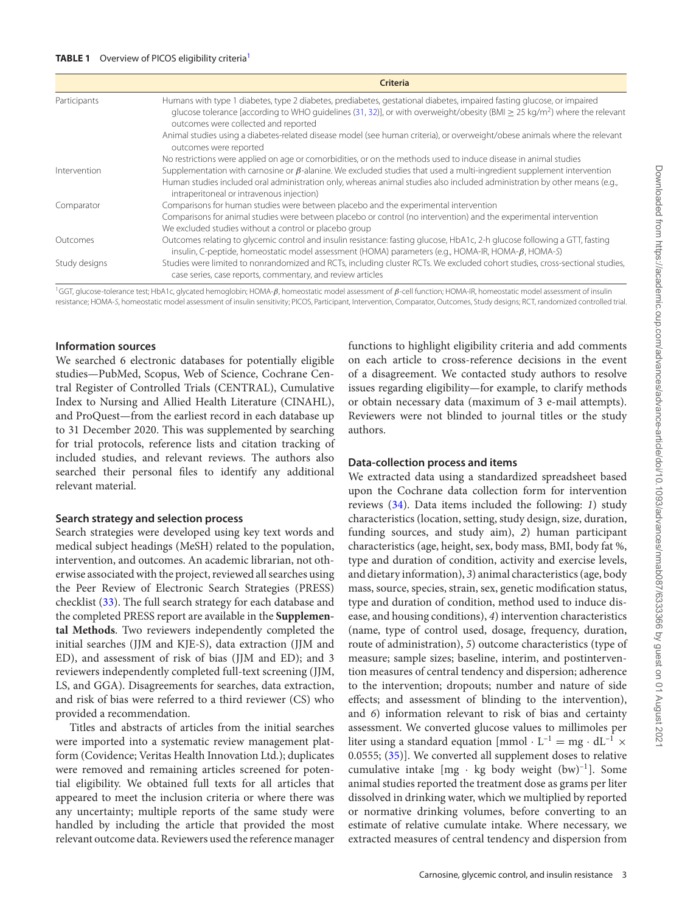**TABLE 1** Overview of PICOS eligibility criteria[1]

| | Criteria |
|---|---|
| Participants | Humans with type 1 diabetes, type 2 diabetes, prediabetes, gestational diabetes, impaired fasting glucose, or impaired glucose tolerance [according to WHO guidelines (31, 32)], or with overweight/obesity (BMI ≥ 25 kg/m$^2$) where the relevant outcomes were collected and reported<br>Animal studies using a diabetes-related disease model (see human criteria), or overweight/obese animals where the relevant outcomes were reported<br>No restrictions were applied on age or comorbidities, or on the methods used to induce disease in animal studies |
| Intervention | Supplementation with carnosine or $\beta$-alanine. We excluded studies that used a multi-ingredient supplement intervention<br>Human studies included oral administration only, whereas animal studies also included administration by other means (e.g., intraperitoneal or intravenous injection) |
| Comparator | Comparisons for human studies were between placebo and the experimental intervention<br>Comparisons for animal studies were between placebo or control (no intervention) and the experimental intervention<br>We excluded studies without a control or placebo group |
| Outcomes | Outcomes relating to glycemic control and insulin resistance: fasting glucose, HbA1c, 2-h glucose following a GTT, fasting insulin, C-peptide, homeostatic model assessment (HOMA) parameters (e.g., HOMA-IR, HOMA-$\beta$, HOMA-*S*) |
| Study designs | Studies were limited to nonrandomized and RCTs, including cluster RCTs. We excluded cohort studies, cross-sectional studies, case series, case reports, commentary, and review articles |

[1]GGT, glucose-tolerance test; HbA1c, glycated hemoglobin; HOMA-$\beta$, homeostatic model assessment of $\beta$-cell function; HOMA-IR, homeostatic model assessment of insulin resistance; HOMA-S, homeostatic model assessment of insulin sensitivity; PICOS, Participant, Intervention, Comparator, Outcomes, Study designs; RCT, randomized controlled trial.

### Information sources

We searched 6 electronic databases for potentially eligible studies—PubMed, Scopus, Web of Science, Cochrane Central Register of Controlled Trials (CENTRAL), Cumulative Index to Nursing and Allied Health Literature (CINAHL), and ProQuest—from the earliest record in each database up to 31 December 2020. This was supplemented by searching for trial protocols, reference lists and citation tracking of included studies, and relevant reviews. The authors also searched their personal files to identify any additional relevant material.

### Search strategy and selection process

Search strategies were developed using key text words and medical subject headings (MeSH) related to the population, intervention, and outcomes. An academic librarian, not otherwise associated with the project, reviewed all searches using the Peer Review of Electronic Search Strategies (PRESS) checklist (33). The full search strategy for each database and the completed PRESS report are available in the **Supplemental Methods**. Two reviewers independently completed the initial searches (JJM and KJE-S), data extraction (JJM and ED), and assessment of risk of bias (JJM and ED); and 3 reviewers independently completed full-text screening (JJM, LS, and GGA). Disagreements for searches, data extraction, and risk of bias were referred to a third reviewer (CS) who provided a recommendation.

Titles and abstracts of articles from the initial searches were imported into a systematic review management platform (Covidence; Veritas Health Innovation Ltd.); duplicates were removed and remaining articles screened for potential eligibility. We obtained full texts for all articles that appeared to meet the inclusion criteria or where there was any uncertainty; multiple reports of the same study were handled by including the article that provided the most relevant outcome data. Reviewers used the reference manager functions to highlight eligibility criteria and add comments on each article to cross-reference decisions in the event of a disagreement. We contacted study authors to resolve issues regarding eligibility—for example, to clarify methods or obtain necessary data (maximum of 3 e-mail attempts). Reviewers were not blinded to journal titles or the study authors.

### Data-collection process and items

We extracted data using a standardized spreadsheet based upon the Cochrane data collection form for intervention reviews (34). Data items included the following: *1*) study characteristics (location, setting, study design, size, duration, funding sources, and study aim), *2*) human participant characteristics (age, height, sex, body mass, BMI, body fat %, type and duration of condition, activity and exercise levels, and dietary information), *3*) animal characteristics (age, body mass, source, species, strain, sex, genetic modification status, type and duration of condition, method used to induce disease, and housing conditions), *4*) intervention characteristics (name, type of control used, dosage, frequency, duration, route of administration), *5*) outcome characteristics (type of measure; sample sizes; baseline, interim, and postintervention measures of central tendency and dispersion; adherence to the intervention; dropouts; number and nature of side effects; and assessment of blinding to the intervention), and *6*) information relevant to risk of bias and certainty assessment. We converted glucose values to millimoles per liter using a standard equation [$\text{mmol} \cdot \text{L}^{-1} = \text{mg} \cdot \text{dL}^{-1} \times 0.0555$; (35)]. We converted all supplement doses to relative cumulative intake [$\text{mg} \cdot \text{kg body weight (bw)}^{-1}$]. Some animal studies reported the treatment dose as grams per liter dissolved in drinking water, which we multiplied by reported or normative drinking volumes, before converting to an estimate of relative cumulate intake. Where necessary, we extracted measures of central tendency and dispersion from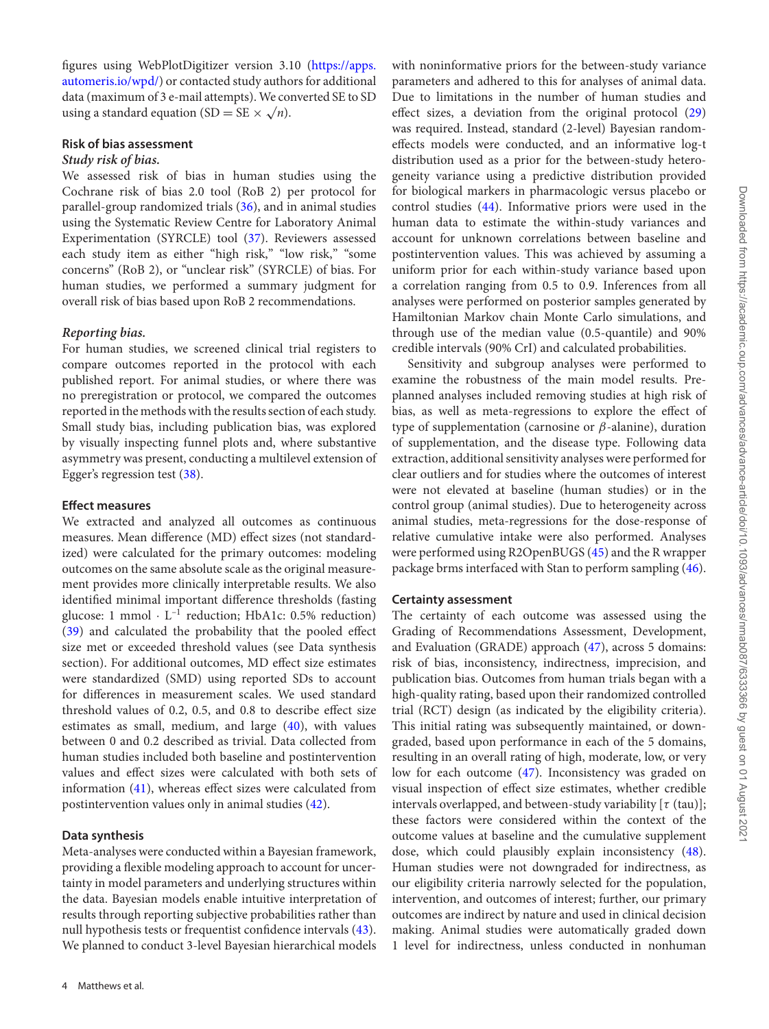figures using WebPlotDigitizer version 3.10 (https://apps.automeris.io/wpd/) or contacted study authors for additional data (maximum of 3 e-mail attempts). We converted SE to SD using a standard equation ($SD = SE \times \sqrt{n}$).

### Risk of bias assessment

#### *Study risk of bias.*

We assessed risk of bias in human studies using the Cochrane risk of bias 2.0 tool (RoB 2) per protocol for parallel-group randomized trials (36), and in animal studies using the Systematic Review Centre for Laboratory Animal Experimentation (SYRCLE) tool (37). Reviewers assessed each study item as either "high risk," "low risk," "some concerns" (RoB 2), or "unclear risk" (SYRCLE) of bias. For human studies, we performed a summary judgment for overall risk of bias based upon RoB 2 recommendations.

#### *Reporting bias.*

For human studies, we screened clinical trial registers to compare outcomes reported in the protocol with each published report. For animal studies, or where there was no preregistration or protocol, we compared the outcomes reported in the methods with the results section of each study. Small study bias, including publication bias, was explored by visually inspecting funnel plots and, where substantive asymmetry was present, conducting a multilevel extension of Egger's regression test (38).

### Effect measures

We extracted and analyzed all outcomes as continuous measures. Mean difference (MD) effect sizes (not standardized) were calculated for the primary outcomes: modeling outcomes on the same absolute scale as the original measurement provides more clinically interpretable results. We also identified minimal important difference thresholds (fasting glucose: 1 mmol · $L^{-1}$ reduction; HbA1c: 0.5% reduction) (39) and calculated the probability that the pooled effect size met or exceeded threshold values (see Data synthesis section). For additional outcomes, MD effect size estimates were standardized (SMD) using reported SDs to account for differences in measurement scales. We used standard threshold values of 0.2, 0.5, and 0.8 to describe effect size estimates as small, medium, and large (40), with values between 0 and 0.2 described as trivial. Data collected from human studies included both baseline and postintervention values and effect sizes were calculated with both sets of information (41), whereas effect sizes were calculated from postintervention values only in animal studies (42).

### Data synthesis

Meta-analyses were conducted within a Bayesian framework, providing a flexible modeling approach to account for uncertainty in model parameters and underlying structures within the data. Bayesian models enable intuitive interpretation of results through reporting subjective probabilities rather than null hypothesis tests or frequentist confidence intervals (43). We planned to conduct 3-level Bayesian hierarchical models with noninformative priors for the between-study variance parameters and adhered to this for analyses of animal data. Due to limitations in the number of human studies and effect sizes, a deviation from the original protocol (29) was required. Instead, standard (2-level) Bayesian random-effects models were conducted, and an informative log-t distribution used as a prior for the between-study heterogeneity variance using a predictive distribution provided for biological markers in pharmacologic versus placebo or control studies (44). Informative priors were used in the human data to estimate the within-study variances and account for unknown correlations between baseline and postintervention values. This was achieved by assuming a uniform prior for each within-study variance based upon a correlation ranging from 0.5 to 0.9. Inferences from all analyses were performed on posterior samples generated by Hamiltonian Markov chain Monte Carlo simulations, and through use of the median value (0.5-quantile) and 90% credible intervals (90% CrI) and calculated probabilities.

Sensitivity and subgroup analyses were performed to examine the robustness of the main model results. Preplanned analyses included removing studies at high risk of bias, as well as meta-regressions to explore the effect of type of supplementation (carnosine or $\beta$-alanine), duration of supplementation, and the disease type. Following data extraction, additional sensitivity analyses were performed for clear outliers and for studies where the outcomes of interest were not elevated at baseline (human studies) or in the control group (animal studies). Due to heterogeneity across animal studies, meta-regressions for the dose-response of relative cumulative intake were also performed. Analyses were performed using R2OpenBUGS (45) and the R wrapper package brms interfaced with Stan to perform sampling (46).

### Certainty assessment

The certainty of each outcome was assessed using the Grading of Recommendations Assessment, Development, and Evaluation (GRADE) approach (47), across 5 domains: risk of bias, inconsistency, indirectness, imprecision, and publication bias. Outcomes from human trials began with a high-quality rating, based upon their randomized controlled trial (RCT) design (as indicated by the eligibility criteria). This initial rating was subsequently maintained, or downgraded, based upon performance in each of the 5 domains, resulting in an overall rating of high, moderate, low, or very low for each outcome (47). Inconsistency was graded on visual inspection of effect size estimates, whether credible intervals overlapped, and between-study variability [$\tau$ (tau)]; these factors were considered within the context of the outcome values at baseline and the cumulative supplement dose, which could plausibly explain inconsistency (48). Human studies were not downgraded for indirectness, as our eligibility criteria narrowly selected for the population, intervention, and outcomes of interest; further, our primary outcomes are indirect by nature and used in clinical decision making. Animal studies were automatically graded down 1 level for indirectness, unless conducted in nonhuman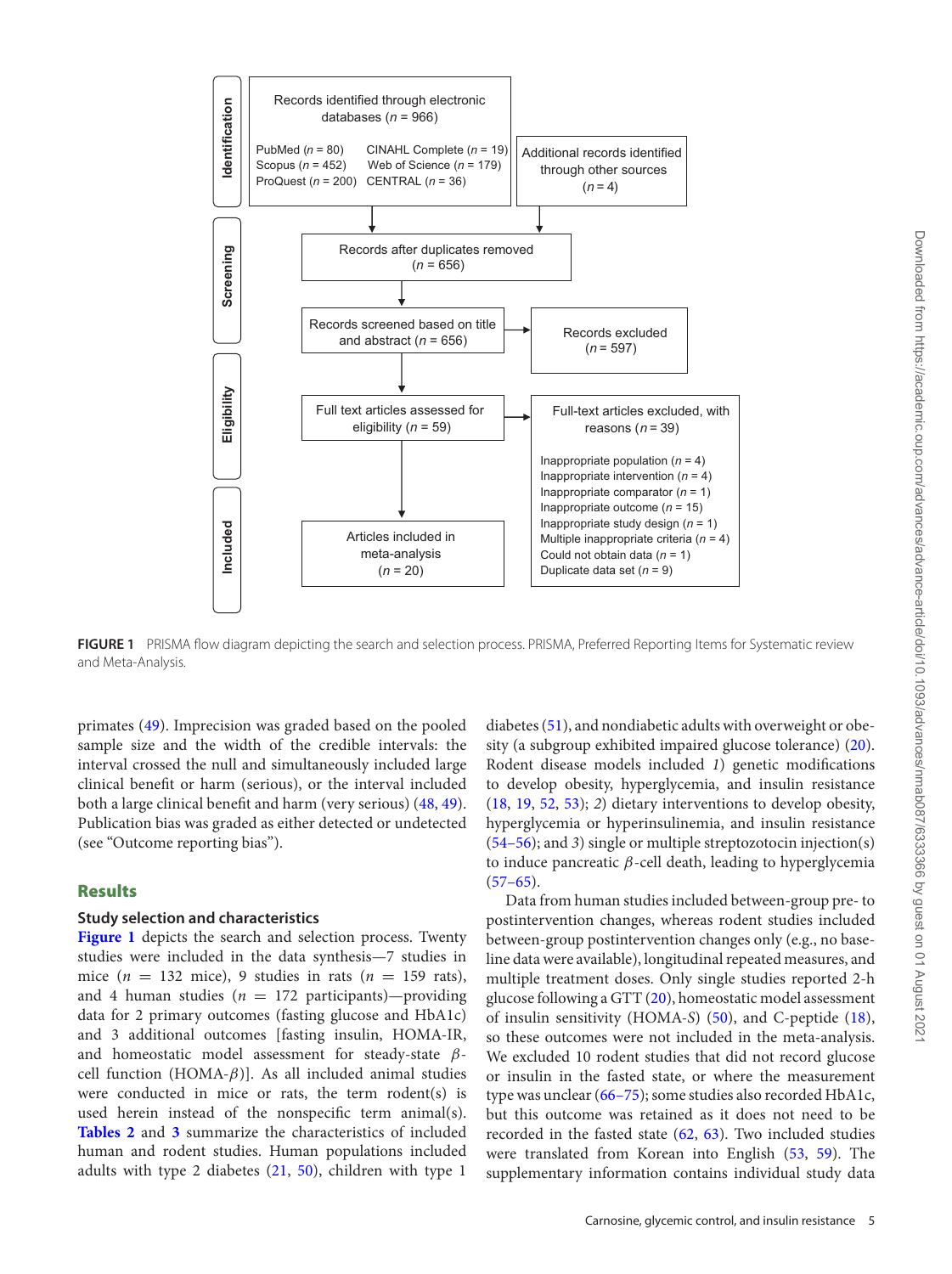Records identified through electronic databases (*n* = 966)

PubMed (*n* = 80) CINAHL Complete (*n* = 19)
Scopus (*n* = 452) Web of Science (*n* = 179)
ProQuest (*n* = 200) CENTRAL (*n* = 36)

Additional records identified through other sources (*n* = 4)

Records after duplicates removed (*n* = 656)

Records screened based on title and abstract (*n* = 656)

Records excluded (*n* = 597)

Full text articles assessed for eligibility (*n* = 59)

Full-text articles excluded, with reasons (*n* = 39)

Inappropriate population (*n* = 4)
Inappropriate intervention (*n* = 4)
Inappropriate comparator (*n* = 1)
Inappropriate outcome (*n* = 15)
Inappropriate study design (*n* = 1)
Multiple inappropriate criteria (*n* = 4)
Could not obtain data (*n* = 1)
Duplicate data set (*n* = 9)

Articles included in meta-analysis (*n* = 20)

Identification · Screening · Eligibility · Included

**FIGURE 1** PRISMA flow diagram depicting the search and selection process. PRISMA, Preferred Reporting Items for Systematic review and Meta-Analysis.

primates (49). Imprecision was graded based on the pooled sample size and the width of the credible intervals: the interval crossed the null and simultaneously included large clinical benefit or harm (serious), or the interval included both a large clinical benefit and harm (very serious) (48, 49). Publication bias was graded as either detected or undetected (see "Outcome reporting bias").

## Results

### Study selection and characteristics

Figure 1 depicts the search and selection process. Twenty studies were included in the data synthesis—7 studies in mice ($n = 132$ mice), 9 studies in rats ($n = 159$ rats), and 4 human studies ($n = 172$ participants)—providing data for 2 primary outcomes (fasting glucose and HbA1c) and 3 additional outcomes [fasting insulin, HOMA-IR, and homeostatic model assessment for steady-state $\beta$-cell function (HOMA-$\beta$)]. As all included animal studies were conducted in mice or rats, the term rodent(s) is used herein instead of the nonspecific term animal(s). Tables 2 and 3 summarize the characteristics of included human and rodent studies. Human populations included adults with type 2 diabetes (21, 50), children with type 1 diabetes (51), and nondiabetic adults with overweight or obesity (a subgroup exhibited impaired glucose tolerance) (20). Rodent disease models included *1)* genetic modifications to develop obesity, hyperglycemia, and insulin resistance (18, 19, 52, 53); *2)* dietary interventions to develop obesity, hyperglycemia or hyperinsulinemia, and insulin resistance (54–56); and *3)* single or multiple streptozotocin injection(s) to induce pancreatic $\beta$-cell death, leading to hyperglycemia (57–65).

Data from human studies included between-group pre- to postintervention changes, whereas rodent studies included between-group postintervention changes only (e.g., no baseline data were available), longitudinal repeated measures, and multiple treatment doses. Only single studies reported 2-h glucose following a GTT (20), homeostatic model assessment of insulin sensitivity (HOMA-*S*) (50), and C-peptide (18), so these outcomes were not included in the meta-analysis. We excluded 10 rodent studies that did not record glucose or insulin in the fasted state, or where the measurement type was unclear (66–75); some studies also recorded HbA1c, but this outcome was retained as it does not need to be recorded in the fasted state (62, 63). Two included studies were translated from Korean into English (53, 59). The supplementary information contains individual study data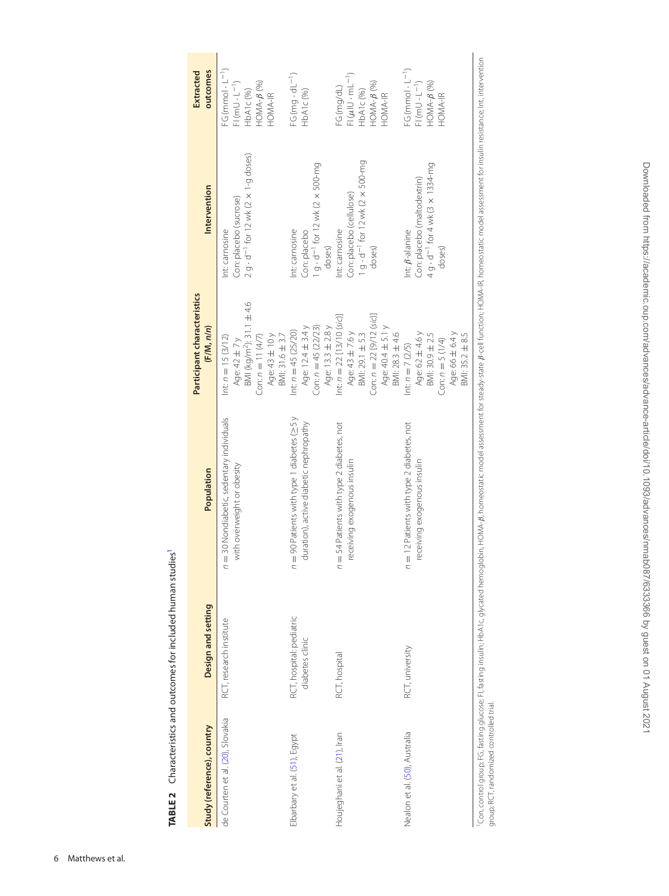**TABLE 2** Characteristics and outcomes for included human studies[1]

| Study (reference), country | Design and setting | Population | Participant characteristics (F/M, n/n) | Intervention | Extracted outcomes |
|---|---|---|---|---|---|
| de Courten et al. (20), Slovakia | RCT, research institute | $n = 30$ Nondiabetic, sedentary individuals with overweight or obesity | Int: $n = 15$ (3/12)<br>Age: $42 \pm 7$ y<br>BMI ($kg/m^2$): $31.1 \pm 4.6$<br>Con: $n = 11$ (4/7)<br>Age: $43 \pm 10$ y<br>BMI: $31.6 \pm 3.7$ | Int: carnosine<br>Con: placebo (sucrose)<br>$2\ g \cdot d^{-1}$ for 12 wk ($2 \times 1$-g doses) | FG ($mmol \cdot L^{-1}$)<br>FI ($mU \cdot L^{-1}$)<br>HbA1c (%)<br>HOMA-$\beta$ (%)<br>HOMA-IR |
| Elbarbary et al. (51), Egypt | RCT, hospital: pediatric diabetes clinic | $n = 90$ Patients with type 1 diabetes ($\geq 5$ y duration), active diabetic nephropathy | Int: $n = 45$ (25/20)<br>Age: $12.4 \pm 3.4$ y<br>Con: $n = 45$ (22/23)<br>Age: $13.3 \pm 2.8$ y | Int: carnosine<br>Con: placebo<br>$1\ g \cdot d^{-1}$ for 12 wk ($2 \times 500$-mg doses) | FG ($mg \cdot dL^{-1}$)<br>HbA1c (%) |
| Houjeghani et al. (21), Iran | RCT, hospital | $n = 54$ Patients with type 2 diabetes, not receiving exogenous insulin | Int: $n = 22$ [13/10 (*sic*)]<br>Age: $43 \pm 7.6$ y<br>BMI: $29.1 \pm 5.3$<br>Con: $n = 22$ [9/12 (*sic*)]<br>Age: $40.4 \pm 5.1$ y<br>BMI: $28.3 \pm 4.6$ | Int: carnosine<br>Con: placebo (cellulose)<br>$1\ g \cdot d^{-1}$ for 12 wk ($2 \times 500$-mg doses) | FG (mg/dL)<br>FI ($\mu IU \cdot mL^{-1}$)<br>HbA1c (%)<br>HOMA-$\beta$ (%)<br>HOMA-IR |
| Nealon et al. (50), Australia | RCT, university | $n = 12$ Patients with type 2 diabetes, not receiving exogenous insulin | Int: $n = 7$ (2/5)<br>Age: $62 \pm 4.6$ y<br>BMI: $30.9 \pm 2.5$<br>Con: $n = 5$ (1/4)<br>Age: $66 \pm 6.4$ y<br>BMI: $35.2 \pm 8.5$ | Int: $\beta$-alanine<br>Con: placebo (maltodextrin)<br>$4\ g \cdot d^{-1}$ for 4 wk ($3 \times 1334$-mg doses) | FG ($mmol \cdot L^{-1}$)<br>FI ($mU \cdot L^{-1}$)<br>HOMA-$\beta$ (%)<br>HOMA-IR |

[1] Con, control group; FG, fasting glucose; FI, fasting insulin; HbA1c, glycated hemoglobin; HOMA-$\beta$, homeostatic model assessment for steady-state $\beta$-cell function; HOMA-IR, homeostatic model assessment for insulin resistance; Int, intervention group; RCT, randomized controlled trial.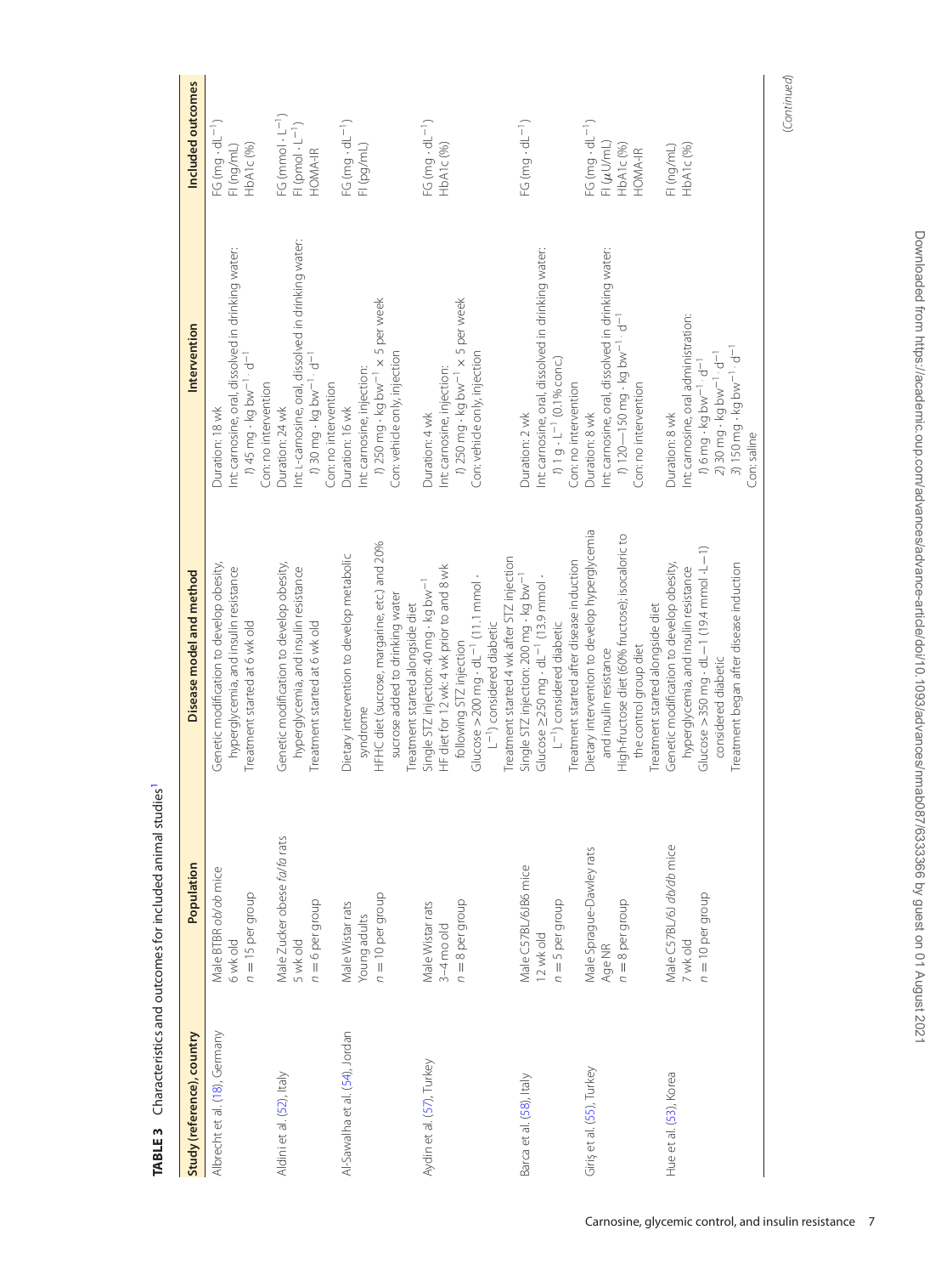**TABLE 3** Characteristics and outcomes for included animal studies[1]

| Study (reference), country | Population | Disease model and method | Intervention | Included outcomes |
|---|---|---|---|---|
| Albrecht et al. (18), Germany | Male BTBR *ob/ob* mice<br>6 wk old<br>$n = 15$ per group | Genetic modification to develop obesity, hyperglycemia, and insulin resistance<br>Treatment started at 6 wk old | Duration: 18 wk<br>Int: carnosine, oral, dissolved in drinking water:<br>1) 45 $mg \cdot kg\ bw^{-1} \cdot d^{-1}$<br>Con: no intervention | FG ($mg \cdot dL^{-1}$)<br>FI (ng/mL)<br>HbA1c (%) |
| Aldini et al. (52), Italy | Male Zucker obese *fa/fa* rats<br>5 wk old<br>$n = 6$ per group | Genetic modification to develop obesity, hyperglycemia, and insulin resistance<br>Treatment started at 6 wk old | Duration: 24 wk<br>Int: L-carnosine, oral, dissolved in drinking water:<br>1) 30 $mg \cdot kg\ bw^{-1} \cdot d^{-1}$<br>Con: no intervention | FG ($mmol \cdot L^{-1}$)<br>FI ($pmol \cdot L^{-1}$)<br>HOMA-IR |
| Al-Sawalha et al. (54), Jordan | Male Wistar rats<br>Young adults<br>$n = 10$ per group | Dietary intervention to develop metabolic syndrome<br>HFHC diet (sucrose, margarine, etc.) and 20% sucrose added to drinking water<br>Treatment started alongside diet | Duration: 16 wk<br>Int: carnosine, injection:<br>1) 250 $mg \cdot kg\ bw^{-1} \times 5$ per week<br>Con: vehicle only, injection | FG ($mg \cdot dL^{-1}$)<br>FI (pg/mL) |
| Aydin et al. (57), Turkey | Male Wistar rats<br>3–4 mo old<br>$n = 8$ per group | Single STZ injection: 40 $mg \cdot kg\ bw^{-1}$<br>HF diet for 12 wk: 4 wk prior to and 8 wk following STZ injection<br>Glucose >200 $mg \cdot dL^{-1}$ (11.1 $mmol \cdot L^{-1}$) considered diabetic<br>Treatment started 4 wk after STZ injection | Duration: 4 wk<br>Int: carnosine, injection:<br>1) 250 $mg \cdot kg\ bw^{-1} \times 5$ per week<br>Con: vehicle only, injection | FG ($mg \cdot dL^{-1}$)<br>HbA1c (%) |
| Barca et al. (58), Italy | Male C57BL/6J86 mice<br>12 wk old<br>$n = 5$ per group | Single STZ injection: 200 $mg \cdot kg\ bw^{-1}$<br>Glucose ≥250 $mg \cdot dL^{-1}$ (13.9 $mmol \cdot L^{-1}$) considered diabetic<br>Treatment started after disease induction | Duration: 2 wk<br>Int: carnosine, oral, dissolved in drinking water:<br>1) 1 $g \cdot L^{-1}$ (0.1% conc.)<br>Con: no intervention | FG ($mg \cdot dL^{-1}$) |
| Giriş et al. (55), Turkey | Male Sprague-Dawley rats<br>Age NR<br>$n = 8$ per group | Dietary intervention to develop hyperglycemia and insulin resistance<br>High-fructose diet (60% fructose); isocaloric to the control group diet<br>Treatment started alongside diet | Duration: 8 wk<br>Int: carnosine, oral, dissolved in drinking water:<br>1) 120—150 $mg \cdot kg\ bw^{-1} \cdot d^{-1}$<br>Con: no intervention | FG ($mg \cdot dL^{-1}$)<br>FI (μU/mL)<br>HbA1c (%)<br>HOMA-IR |
| Hue et al. (53), Korea | Male C57BL/6J *db/db* mice<br>7 wk old<br>$n = 10$ per group | Genetic modification to develop obesity, hyperglycemia, and insulin resistance<br>Glucose >350 $mg \cdot dL—1$ (19.4 $mmol \cdot L—1$) considered diabetic<br>Treatment began after disease induction | Duration: 8 wk<br>Int: carnosine, oral administration:<br>1) 6 $mg \cdot kg\ bw^{-1} \cdot d^{-1}$<br>2) 30 $mg \cdot kg\ bw^{-1} \cdot d^{-1}$<br>3) 150 $mg \cdot kg\ bw^{-1} \cdot d^{-1}$<br>Con: saline | FI (ng/mL)<br>HbA1c (%) |

(Continued)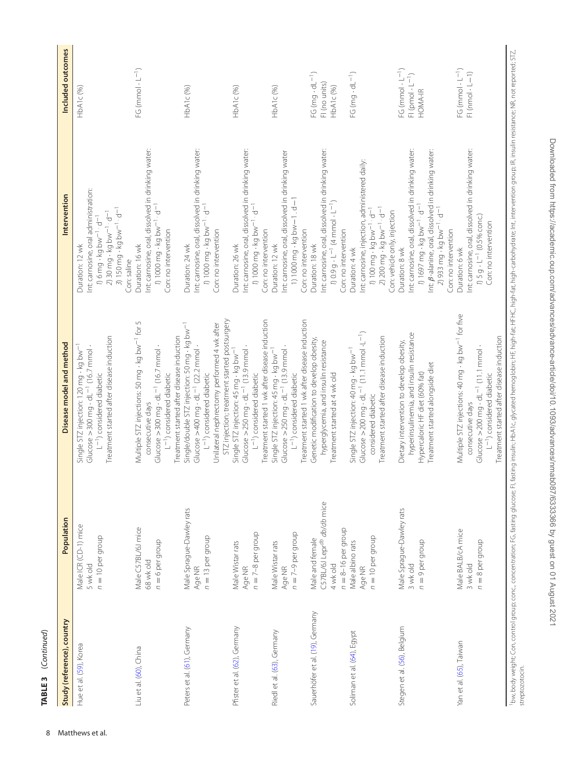**TABLE 3** (*Continued*)

| Study (reference), country | Population | Disease model and method | Intervention | Included outcomes |
|---|---|---|---|---|
| Hue et al. (59), Korea | Male ICR (CD-1) mice<br>5 wk old<br>$n = 10$ per group | Single STZ injection: 120 mg · kg bw$^{-1}$<br>Glucose >300 mg · dL$^{-1}$ (16.7 mmol · L$^{-1}$) considered diabetic<br>Treatment started after disease induction | Duration: 12 wk<br>Int: carnosine, oral administration:<br>1) 6 mg · kg bw$^{-1}$ · d$^{-1}$<br>2) 30 mg · kg bw$^{-1}$ · d$^{-1}$<br>3) 150 mg · kg bw$^{-1}$ · d$^{-1}$<br>Con: saline | HbA1c (%) |
| Liu et al. (60), China | Male C57BL/6J mice<br>68 wk old<br>$n = 6$ per group | Multiple STZ injections: 50 mg · kg bw$^{-1}$ for 5 consecutive days<br>Glucose >300 mg · dL$^{-1}$ (16.7 mmol · L$^{-1}$) considered diabetic<br>Treatment started after disease induction | Duration: 16 wk<br>Int: carnosine, oral, dissolved in drinking water:<br>1) 1000 mg · kg bw$^{-1}$ · d$^{-1}$<br>Con: no intervention | FG (mmol · L$^{-1}$) |
| Peters et al. (61), Germany | Male Sprague-Dawley rats<br>Age NR<br>$n = 13$ per group | Single/double STZ injection: 50 mg · kg bw$^{-1}$<br>Glucose >400 mg · dL$^{-1}$ (22.2 mmol · L$^{-1}$) considered diabetic<br>Unilateral nephrectomy performed 4 wk after STZ injection; treatment started postsurgery | Duration: 24 wk<br>Int: carnosine, oral, dissolved in drinking water:<br>1) 1000 mg · kg bw$^{-1}$ · d$^{-1}$<br>Con: no intervention | HbA1c (%) |
| Pfister et al. (62), Germany | Male Wistar rats<br>Age NR<br>$n = 7$–8 per group | Single STZ injection: 45 mg · kg bw$^{-1}$<br>Glucose >250 mg · dL$^{-1}$ (13.9 mmol · L$^{-1}$) considered diabetic<br>Treatment started 1 wk after disease induction | Duration: 26 wk<br>Int: carnosine, oral, dissolved in drinking water:<br>1) 1000 mg · kg bw$^{-1}$ · d$^{-1}$<br>Con: no intervention | HbA1c (%) |
| Riedl et al. (63), Germany | Male Wistar rats<br>Age NR<br>$n = 7$–9 per group | Single STZ injection: 45 mg · kg bw$^{-1}$<br>Glucose >250 mg · dL$^{-1}$ (13.9 mmol · L$^{-1}$) considered diabetic<br>Treatment started 1 wk after disease induction | Duration: 12 wk<br>Int: carnosine, oral, dissolved in drinking water<br>1) 1000 mg · kg bw$-1$ · d$-1$<br>Con: no intervention | HbA1c (%) |
| Sauerhöfer et al. (19), Germany | Male and female C57BL/6J Lepr$^{db}$ *db/db* mice<br>4 wk old<br>$n = 8$–16 per group | Genetic modification to develop obesity, hyperglycemia, and insulin resistance<br>Treatment started at 4 wk old | Duration: 18 wk<br>Int: carnosine, oral, dissolved in drinking water:<br>1) 0.9 g · L$^{-1}$ (4 mmol · L$^{-1}$)<br>Con: no intervention | FG (mg · dL$^{-1}$)<br>FI (no units)<br>HbA1c (%) |
| Soliman et al. (64), Egypt | Male albino rats<br>Age NR<br>$n = 10$ per group | Single STZ injection: 40 mg · kg bw$^{-1}$<br>Glucose >200 mg · dL$^{-1}$ (11.1 mmol ·L$^{-1}$) considered diabetic<br>Treatment started after disease induction | Duration: 4 wk<br>Int: carnosine, injection, administered daily:<br>1) 100 mg · kg bw$^{-1}$ · d$^{-1}$<br>2) 200 mg · kg bw$^{-1}$ · d$^{-1}$<br>Con: vehicle only, injection | FG (mg · dL$^{-1}$) |
| Stegen et al. (56), Belgium | Male Sprague-Dawley rats<br>3 wk old<br>$n = 9$ per group | Dietary intervention to develop obesity, hyperinsulinemia, and insulin resistance<br>Hypercaloric HF diet (60% fat)<br>Treatment started alongside diet | Duration: 8 wk<br>Int: carnosine, oral, dissolved in drinking water:<br>1) 1697 mg · kg bw$^{-1}$ · d$^{-1}$<br>Int: $\beta$-alanine, oral, dissolved in drinking water:<br>2) 933 mg · kg bw$^{-1}$ · d$^{-1}$<br>Con: no intervention | FG (mmol · L$^{-1}$)<br>FI (pmol · L$^{-1}$)<br>HOMA-IR |
| Yan et al. (65), Taiwan | Male BALB/cA mice<br>3 wk old<br>$n = 8$ per group | Multiple STZ injections: 40 mg · kg bw$^{-1}$ for five consecutive days<br>Glucose >200 mg · dL$^{-1}$ (11.1 mmol · L$^{-1}$) considered diabetic<br>Treatment started after disease induction | Duration: 6 wk<br>Int: carnosine, oral, dissolved in drinking water:<br>1) 5 g · L$^{-1}$ (0.5% conc.)<br>Con: no intervention | FG (mmol · L$^{-1}$)<br>FI (nmol · L$-1$) |

[1]bw, body weight; Con, control group; conc., concentration; FG, fasting glucose; FI, fasting insulin; HbA1c, glycated hemoglobin; HF, high-fat; HFHC, high-fat, high-carbohydrate; Int, intervention group; IR, insulin resistance; NR, not reported; STZ, streptozotocin.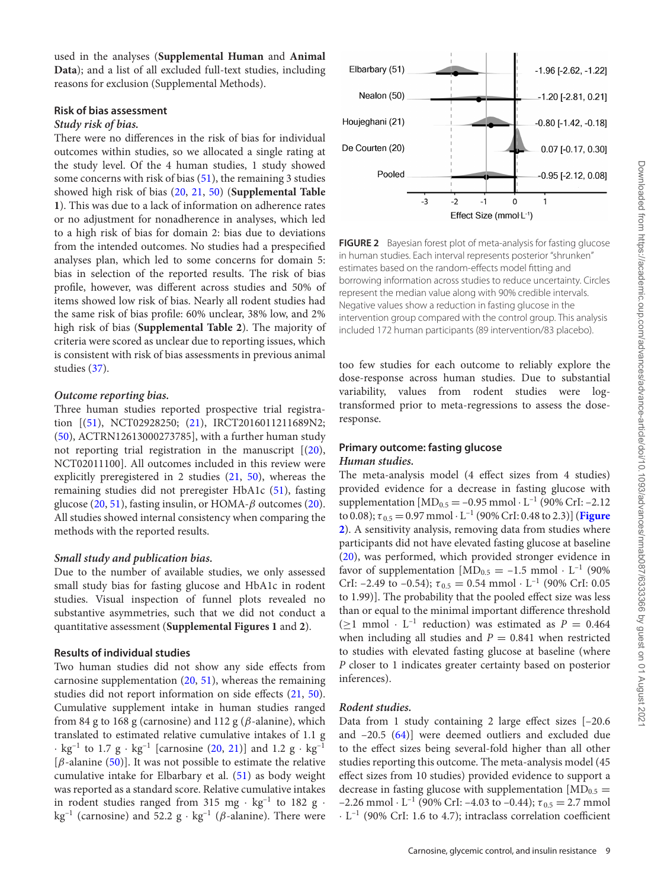used in the analyses (**Supplemental Human** and **Animal Data**); and a list of all excluded full-text studies, including reasons for exclusion (Supplemental Methods).

### Risk of bias assessment

#### *Study risk of bias.*

There were no differences in the risk of bias for individual outcomes within studies, so we allocated a single rating at the study level. Of the 4 human studies, 1 study showed some concerns with risk of bias (51), the remaining 3 studies showed high risk of bias (20, 21, 50) (**Supplemental Table 1**). This was due to a lack of information on adherence rates or no adjustment for nonadherence in analyses, which led to a high risk of bias for domain 2: bias due to deviations from the intended outcomes. No studies had a prespecified analyses plan, which led to some concerns for domain 5: bias in selection of the reported results. The risk of bias profile, however, was different across studies and 50% of items showed low risk of bias. Nearly all rodent studies had the same risk of bias profile: 60% unclear, 38% low, and 2% high risk of bias (**Supplemental Table 2**). The majority of criteria were scored as unclear due to reporting issues, which is consistent with risk of bias assessments in previous animal studies (37).

#### *Outcome reporting bias.*

Three human studies reported prospective trial registration [(51), NCT02928250; (21), IRCT2016011211689N2; (50), ACTRN12613000273785], with a further human study not reporting trial registration in the manuscript [(20), NCT02011100]. All outcomes included in this review were explicitly preregistered in 2 studies (21, 50), whereas the remaining studies did not preregister HbA1c (51), fasting glucose (20, 51), fasting insulin, or HOMA-$\beta$ outcomes (20). All studies showed internal consistency when comparing the methods with the reported results.

#### *Small study and publication bias.*

Due to the number of available studies, we only assessed small study bias for fasting glucose and HbA1c in rodent studies. Visual inspection of funnel plots revealed no substantive asymmetries, such that we did not conduct a quantitative assessment (**Supplemental Figures 1** and **2**).

### Results of individual studies

Two human studies did not show any side effects from carnosine supplementation (20, 51), whereas the remaining studies did not report information on side effects (21, 50). Cumulative supplement intake in human studies ranged from 84 g to 168 g (carnosine) and 112 g ($\beta$-alanine), which translated to estimated relative cumulative intakes of 1.1 g $\cdot$ kg$^{-1}$ to 1.7 g $\cdot$ kg$^{-1}$ [carnosine (20, 21)] and 1.2 g $\cdot$ kg$^{-1}$ [$\beta$-alanine (50)]. It was not possible to estimate the relative cumulative intake for Elbarbary et al. (51) as body weight was reported as a standard score. Relative cumulative intakes in rodent studies ranged from 315 mg $\cdot$ kg$^{-1}$ to 182 g $\cdot$ kg$^{-1}$ (carnosine) and 52.2 g $\cdot$ kg$^{-1}$ ($\beta$-alanine). There were too few studies for each outcome to reliably explore the dose-response across human studies. Due to substantial variability, values from rodent studies were log-transformed prior to meta-regressions to assess the dose-response.

**FIGURE 2** Bayesian forest plot of meta-analysis for fasting glucose in human studies. Each interval represents posterior "shrunken" estimates based on the random-effects model fitting and borrowing information across studies to reduce uncertainty. Circles represent the median value along with 90% credible intervals. Negative values show a reduction in fasting glucose in the intervention group compared with the control group. This analysis included 172 human participants (89 intervention/83 placebo).

### Primary outcome: fasting glucose

#### *Human studies.*

The meta-analysis model (4 effect sizes from 4 studies) provided evidence for a decrease in fasting glucose with supplementation [$MD_{0.5} = -0.95$ mmol $\cdot$ L$^{-1}$ (90% CrI: –2.12 to 0.08); $\tau_{0.5} = 0.97$ mmol $\cdot$ L$^{-1}$ (90% CrI: 0.48 to 2.3)] (**Figure 2**). A sensitivity analysis, removing data from studies where participants did not have elevated fasting glucose at baseline (20), was performed, which provided stronger evidence in favor of supplementation [$MD_{0.5} = -1.5$ mmol $\cdot$ L$^{-1}$ (90% CrI: –2.49 to –0.54); $\tau_{0.5} = 0.54$ mmol $\cdot$ L$^{-1}$ (90% CrI: 0.05 to 1.99)]. The probability that the pooled effect size was less than or equal to the minimal important difference threshold ($\geq$1 mmol $\cdot$ L$^{-1}$ reduction) was estimated as $P = 0.464$ when including all studies and $P = 0.841$ when restricted to studies with elevated fasting glucose at baseline (where $P$ closer to 1 indicates greater certainty based on posterior inferences).

#### *Rodent studies.*

Data from 1 study containing 2 large effect sizes [–20.6 and –20.5 (64)] were deemed outliers and excluded due to the effect sizes being several-fold higher than all other studies reporting this outcome. The meta-analysis model (45 effect sizes from 10 studies) provided evidence to support a decrease in fasting glucose with supplementation [$MD_{0.5} = -2.26$ mmol $\cdot$ L$^{-1}$ (90% CrI: –4.03 to –0.44); $\tau_{0.5} = 2.7$ mmol $\cdot$ L$^{-1}$ (90% CrI: 1.6 to 4.7); intraclass correlation coefficient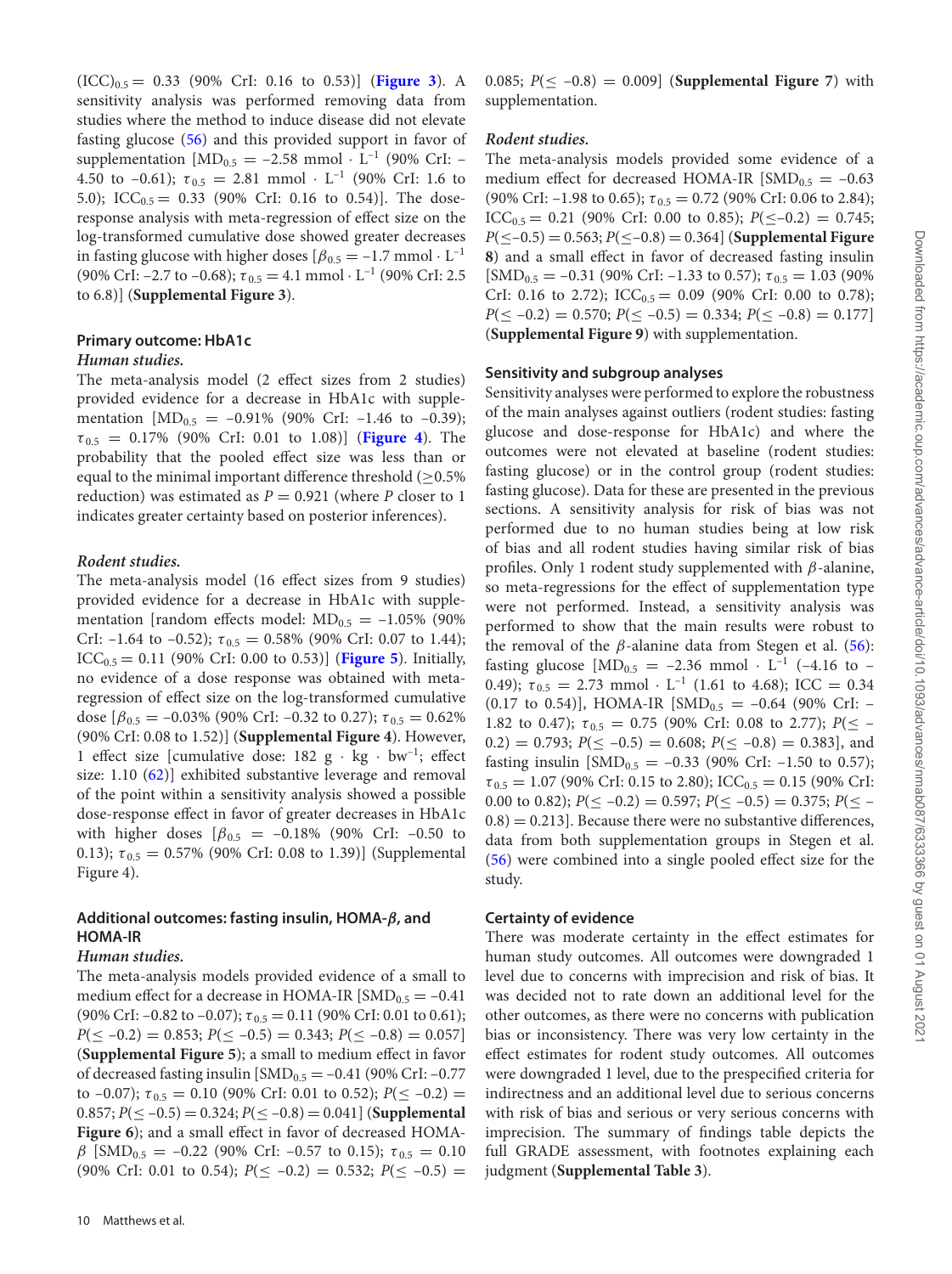$(ICC)_{0.5} = 0.33$ (90% CrI: 0.16 to 0.53)] (**Figure 3**). A sensitivity analysis was performed removing data from studies where the method to induce disease did not elevate fasting glucose (56) and this provided support in favor of supplementation [$MD_{0.5} = -2.58$ mmol · $L^{-1}$ (90% CrI: –4.50 to –0.61); $\tau_{0.5} = 2.81$ mmol · $L^{-1}$ (90% CrI: 1.6 to 5.0); $ICC_{0.5} = 0.33$ (90% CrI: 0.16 to 0.54)]. The dose-response analysis with meta-regression of effect size on the log-transformed cumulative dose showed greater decreases in fasting glucose with higher doses [$\beta_{0.5} = -1.7$ mmol · $L^{-1}$ (90% CrI: –2.7 to –0.68); $\tau_{0.5} = 4.1$ mmol · $L^{-1}$ (90% CrI: 2.5 to 6.8)] (**Supplemental Figure 3**).

### Primary outcome: HbA1c

#### *Human studies.*

The meta-analysis model (2 effect sizes from 2 studies) provided evidence for a decrease in HbA1c with supplementation [$MD_{0.5} = -0.91\%$ (90% CrI: –1.46 to –0.39); $\tau_{0.5} = 0.17\%$ (90% CrI: 0.01 to 1.08)] (**Figure 4**). The probability that the pooled effect size was less than or equal to the minimal important difference threshold ($\geq$0.5% reduction) was estimated as $P = 0.921$ (where $P$ closer to 1 indicates greater certainty based on posterior inferences).

#### *Rodent studies.*

The meta-analysis model (16 effect sizes from 9 studies) provided evidence for a decrease in HbA1c with supplementation [random effects model: $MD_{0.5} = -1.05\%$ (90% CrI: –1.64 to –0.52); $\tau_{0.5} = 0.58\%$ (90% CrI: 0.07 to 1.44); $ICC_{0.5} = 0.11$ (90% CrI: 0.00 to 0.53)] (**Figure 5**). Initially, no evidence of a dose response was obtained with meta-regression of effect size on the log-transformed cumulative dose [$\beta_{0.5} = -0.03\%$ (90% CrI: –0.32 to 0.27); $\tau_{0.5} = 0.62\%$ (90% CrI: 0.08 to 1.52)] (**Supplemental Figure 4**). However, 1 effect size [cumulative dose: 182 g · kg · $bw^{-1}$; effect size: 1.10 (62)] exhibited substantive leverage and removal of the point within a sensitivity analysis showed a possible dose-response effect in favor of greater decreases in HbA1c with higher doses [$\beta_{0.5} = -0.18\%$ (90% CrI: –0.50 to 0.13); $\tau_{0.5} = 0.57\%$ (90% CrI: 0.08 to 1.39)] (Supplemental Figure 4).

### Additional outcomes: fasting insulin, HOMA-$\beta$, and HOMA-IR

#### *Human studies.*

The meta-analysis models provided evidence of a small to medium effect for a decrease in HOMA-IR [$SMD_{0.5} = -0.41$ (90% CrI: –0.82 to –0.07); $\tau_{0.5} = 0.11$ (90% CrI: 0.01 to 0.61); $P(\leq -0.2) = 0.853$; $P(\leq -0.5) = 0.343$; $P(\leq -0.8) = 0.057$] (**Supplemental Figure 5**); a small to medium effect in favor of decreased fasting insulin [$SMD_{0.5} = -0.41$ (90% CrI: –0.77 to –0.07); $\tau_{0.5} = 0.10$ (90% CrI: 0.01 to 0.52); $P(\leq -0.2) = 0.857$; $P(\leq -0.5) = 0.324$; $P(\leq -0.8) = 0.041$] (**Supplemental Figure 6**); and a small effect in favor of decreased HOMA-$\beta$ [$SMD_{0.5} = -0.22$ (90% CrI: –0.57 to 0.15); $\tau_{0.5} = 0.10$ (90% CrI: 0.01 to 0.54); $P(\leq -0.2) = 0.532$; $P(\leq -0.5) = 0.085$; $P(\leq -0.8) = 0.009$] (**Supplemental Figure 7**) with supplementation.

#### *Rodent studies.*

The meta-analysis models provided some evidence of a medium effect for decreased HOMA-IR [$SMD_{0.5} = -0.63$ (90% CrI: –1.98 to 0.65); $\tau_{0.5} = 0.72$ (90% CrI: 0.06 to 2.84); $ICC_{0.5} = 0.21$ (90% CrI: 0.00 to 0.85); $P(\leq -0.2) = 0.745$; $P(\leq -0.5) = 0.563$; $P(\leq -0.8) = 0.364$] (**Supplemental Figure 8**) and a small effect in favor of decreased fasting insulin [$SMD_{0.5} = -0.31$ (90% CrI: –1.33 to 0.57); $\tau_{0.5} = 1.03$ (90% CrI: 0.16 to 2.72); $ICC_{0.5} = 0.09$ (90% CrI: 0.00 to 0.78); $P(\leq -0.2) = 0.570$; $P(\leq -0.5) = 0.334$; $P(\leq -0.8) = 0.177$] (**Supplemental Figure 9**) with supplementation.

### Sensitivity and subgroup analyses

Sensitivity analyses were performed to explore the robustness of the main analyses against outliers (rodent studies: fasting glucose and dose-response for HbA1c) and where the outcomes were not elevated at baseline (rodent studies: fasting glucose) or in the control group (rodent studies: fasting glucose). Data for these are presented in the previous sections. A sensitivity analysis for risk of bias was not performed due to no human studies being at low risk of bias and all rodent studies having similar risk of bias profiles. Only 1 rodent study supplemented with $\beta$-alanine, so meta-regressions for the effect of supplementation type were not performed. Instead, a sensitivity analysis was performed to show that the main results were robust to the removal of the $\beta$-alanine data from Stegen et al. (56): fasting glucose [$MD_{0.5} = -2.36$ mmol · $L^{-1}$ (–4.16 to –0.49); $\tau_{0.5} = 2.73$ mmol · $L^{-1}$ (1.61 to 4.68); ICC = 0.34 (0.17 to 0.54)], HOMA-IR [$SMD_{0.5} = -0.64$ (90% CrI: –1.82 to 0.47); $\tau_{0.5} = 0.75$ (90% CrI: 0.08 to 2.77); $P(\leq -0.2) = 0.793$; $P(\leq -0.5) = 0.608$; $P(\leq -0.8) = 0.383$], and fasting insulin [$SMD_{0.5} = -0.33$ (90% CrI: –1.50 to 0.57); $\tau_{0.5} = 1.07$ (90% CrI: 0.15 to 2.80); $ICC_{0.5} = 0.15$ (90% CrI: 0.00 to 0.82); $P(\leq -0.2) = 0.597$; $P(\leq -0.5) = 0.375$; $P(\leq -0.8) = 0.213$]. Because there were no substantive differences, data from both supplementation groups in Stegen et al. (56) were combined into a single pooled effect size for the study.

### Certainty of evidence

There was moderate certainty in the effect estimates for human study outcomes. All outcomes were downgraded 1 level due to concerns with imprecision and risk of bias. It was decided not to rate down an additional level for the other outcomes, as there were no concerns with publication bias or inconsistency. There was very low certainty in the effect estimates for rodent study outcomes. All outcomes were downgraded 1 level, due to the prespecified criteria for indirectness and an additional level due to serious concerns with risk of bias and serious or very serious concerns with imprecision. The summary of findings table depicts the full GRADE assessment, with footnotes explaining each judgment (**Supplemental Table 3**).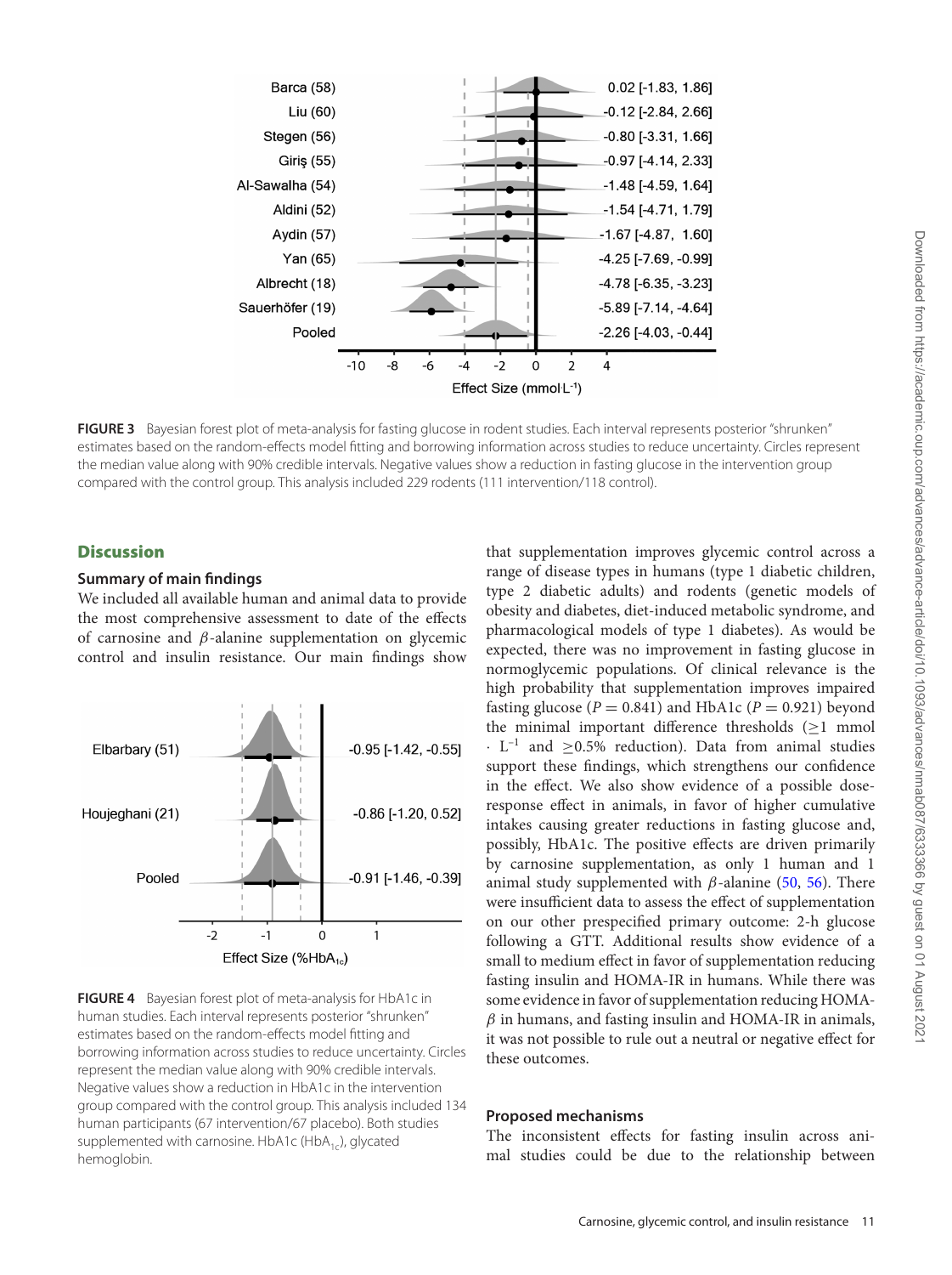**FIGURE 3** Bayesian forest plot of meta-analysis for fasting glucose in rodent studies. Each interval represents posterior "shrunken" estimates based on the random-effects model fitting and borrowing information across studies to reduce uncertainty. Circles represent the median value along with 90% credible intervals. Negative values show a reduction in fasting glucose in the intervention group compared with the control group. This analysis included 229 rodents (111 intervention/118 control).

## Discussion

### Summary of main findings

We included all available human and animal data to provide the most comprehensive assessment to date of the effects of carnosine and $\beta$-alanine supplementation on glycemic control and insulin resistance. Our main findings show that supplementation improves glycemic control across a range of disease types in humans (type 1 diabetic children, type 2 diabetic adults) and rodents (genetic models of obesity and diabetes, diet-induced metabolic syndrome, and pharmacological models of type 1 diabetes). As would be expected, there was no improvement in fasting glucose in normoglycemic populations. Of clinical relevance is the high probability that supplementation improves impaired fasting glucose ($P = 0.841$) and HbA1c ($P = 0.921$) beyond the minimal important difference thresholds ($\geq$1 mmol $\cdot$ L$^{-1}$ and $\geq$0.5% reduction). Data from animal studies support these findings, which strengthens our confidence in the effect. We also show evidence of a possible dose-response effect in animals, in favor of higher cumulative intakes causing greater reductions in fasting glucose and, possibly, HbA1c. The positive effects are driven primarily by carnosine supplementation, as only 1 human and 1 animal study supplemented with $\beta$-alanine (50, 56). There were insufficient data to assess the effect of supplementation on our other prespecified primary outcome: 2-h glucose following a GTT. Additional results show evidence of a small to medium effect in favor of supplementation reducing fasting insulin and HOMA-IR in humans. While there was some evidence in favor of supplementation reducing HOMA-$\beta$ in humans, and fasting insulin and HOMA-IR in animals, it was not possible to rule out a neutral or negative effect for these outcomes.

**FIGURE 4** Bayesian forest plot of meta-analysis for HbA1c in human studies. Each interval represents posterior "shrunken" estimates based on the random-effects model fitting and borrowing information across studies to reduce uncertainty. Circles represent the median value along with 90% credible intervals. Negative values show a reduction in HbA1c in the intervention group compared with the control group. This analysis included 134 human participants (67 intervention/67 placebo). Both studies supplemented with carnosine. HbA1c (HbA$_{1c}$), glycated hemoglobin.

### Proposed mechanisms

The inconsistent effects for fasting insulin across animal studies could be due to the relationship between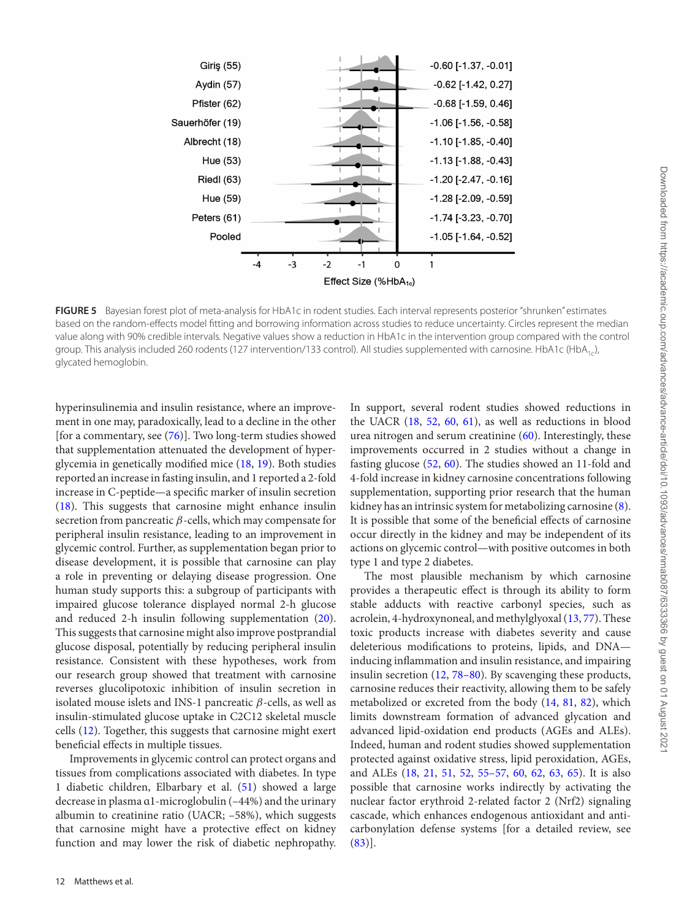Giriş (55) -0.60 [-1.37, -0.01]
Aydin (57) -0.62 [-1.42, 0.27]
Pfister (62) -0.68 [-1.59, 0.46]
Sauerhöfer (19) -1.06 [-1.56, -0.58]
Albrecht (18) -1.10 [-1.85, -0.40]
Hue (53) -1.13 [-1.88, -0.43]
Riedl (63) -1.20 [-2.47, -0.16]
Hue (59) -1.28 [-2.09, -0.59]
Peters (61) -1.74 [-3.23, -0.70]
Pooled -1.05 [-1.64, -0.52]

Effect Size (%$HbA_{1c}$)

**FIGURE 5** Bayesian forest plot of meta-analysis for HbA1c in rodent studies. Each interval represents posterior "shrunken" estimates based on the random-effects model fitting and borrowing information across studies to reduce uncertainty. Circles represent the median value along with 90% credible intervals. Negative values show a reduction in HbA1c in the intervention group compared with the control group. This analysis included 260 rodents (127 intervention/133 control). All studies supplemented with carnosine. HbA1c ($HbA_{1c}$), glycated hemoglobin.

hyperinsulinemia and insulin resistance, where an improvement in one may, paradoxically, lead to a decline in the other [for a commentary, see (76)]. Two long-term studies showed that supplementation attenuated the development of hyperglycemia in genetically modified mice (18, 19). Both studies reported an increase in fasting insulin, and 1 reported a 2-fold increase in C-peptide—a specific marker of insulin secretion (18). This suggests that carnosine might enhance insulin secretion from pancreatic $\beta$-cells, which may compensate for peripheral insulin resistance, leading to an improvement in glycemic control. Further, as supplementation began prior to disease development, it is possible that carnosine can play a role in preventing or delaying disease progression. One human study supports this: a subgroup of participants with impaired glucose tolerance displayed normal 2-h glucose and reduced 2-h insulin following supplementation (20). This suggests that carnosine might also improve postprandial glucose disposal, potentially by reducing peripheral insulin resistance. Consistent with these hypotheses, work from our research group showed that treatment with carnosine reverses glucolipotoxic inhibition of insulin secretion in isolated mouse islets and INS-1 pancreatic $\beta$-cells, as well as insulin-stimulated glucose uptake in C2C12 skeletal muscle cells (12). Together, this suggests that carnosine might exert beneficial effects in multiple tissues.

Improvements in glycemic control can protect organs and tissues from complications associated with diabetes. In type 1 diabetic children, Elbarbary et al. (51) showed a large decrease in plasma α1-microglobulin (−44%) and the urinary albumin to creatinine ratio (UACR; −58%), which suggests that carnosine might have a protective effect on kidney function and may lower the risk of diabetic nephropathy. In support, several rodent studies showed reductions in the UACR (18, 52, 60, 61), as well as reductions in blood urea nitrogen and serum creatinine (60). Interestingly, these improvements occurred in 2 studies without a change in fasting glucose (52, 60). The studies showed an 11-fold and 4-fold increase in kidney carnosine concentrations following supplementation, supporting prior research that the human kidney has an intrinsic system for metabolizing carnosine (8). It is possible that some of the beneficial effects of carnosine occur directly in the kidney and may be independent of its actions on glycemic control—with positive outcomes in both type 1 and type 2 diabetes.

The most plausible mechanism by which carnosine provides a therapeutic effect is through its ability to form stable adducts with reactive carbonyl species, such as acrolein, 4-hydroxynoneal, and methylglyoxal (13, 77). These toxic products increase with diabetes severity and cause deleterious modifications to proteins, lipids, and DNA—inducing inflammation and insulin resistance, and impairing insulin secretion (12, 78–80). By scavenging these products, carnosine reduces their reactivity, allowing them to be safely metabolized or excreted from the body (14, 81, 82), which limits downstream formation of advanced glycation and advanced lipid-oxidation end products (AGEs and ALEs). Indeed, human and rodent studies showed supplementation protected against oxidative stress, lipid peroxidation, AGEs, and ALEs (18, 21, 51, 52, 55–57, 60, 62, 63, 65). It is also possible that carnosine works indirectly by activating the nuclear factor erythroid 2-related factor 2 (Nrf2) signaling cascade, which enhances endogenous antioxidant and anti-carbonylation defense systems [for a detailed review, see (83)].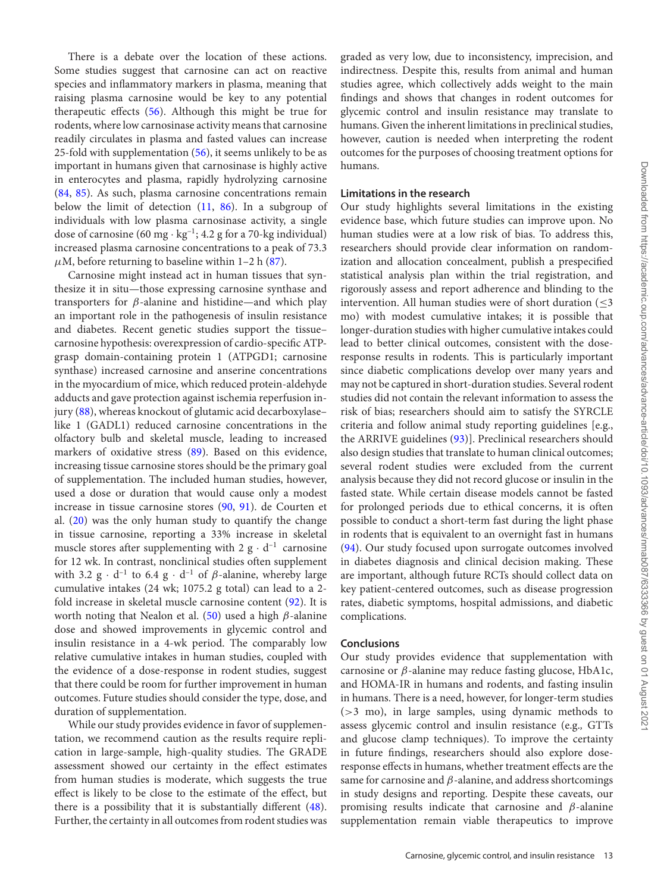There is a debate over the location of these actions. Some studies suggest that carnosine can act on reactive species and inflammatory markers in plasma, meaning that raising plasma carnosine would be key to any potential therapeutic effects (56). Although this might be true for rodents, where low carnosinase activity means that carnosine readily circulates in plasma and fasted values can increase 25-fold with supplementation (56), it seems unlikely to be as important in humans given that carnosinase is highly active in enterocytes and plasma, rapidly hydrolyzing carnosine (84, 85). As such, plasma carnosine concentrations remain below the limit of detection (11, 86). In a subgroup of individuals with low plasma carnosinase activity, a single dose of carnosine (60 mg · kg$^{-1}$; 4.2 g for a 70-kg individual) increased plasma carnosine concentrations to a peak of 73.3 $\mu$M, before returning to baseline within 1–2 h (87).

Carnosine might instead act in human tissues that synthesize it in situ—those expressing carnosine synthase and transporters for $\beta$-alanine and histidine—and which play an important role in the pathogenesis of insulin resistance and diabetes. Recent genetic studies support the tissue–carnosine hypothesis: overexpression of cardio-specific ATP-grasp domain-containing protein 1 (ATPGD1; carnosine synthase) increased carnosine and anserine concentrations in the myocardium of mice, which reduced protein-aldehyde adducts and gave protection against ischemia reperfusion injury (88), whereas knockout of glutamic acid decarboxylase–like 1 (GADL1) reduced carnosine concentrations in the olfactory bulb and skeletal muscle, leading to increased markers of oxidative stress (89). Based on this evidence, increasing tissue carnosine stores should be the primary goal of supplementation. The included human studies, however, used a dose or duration that would cause only a modest increase in tissue carnosine stores (90, 91). de Courten et al. (20) was the only human study to quantify the change in tissue carnosine, reporting a 33% increase in skeletal muscle stores after supplementing with 2 g · d$^{-1}$ carnosine for 12 wk. In contrast, nonclinical studies often supplement with 3.2 g · d$^{-1}$ to 6.4 g · d$^{-1}$ of $\beta$-alanine, whereby large cumulative intakes (24 wk; 1075.2 g total) can lead to a 2-fold increase in skeletal muscle carnosine content (92). It is worth noting that Nealon et al. (50) used a high $\beta$-alanine dose and showed improvements in glycemic control and insulin resistance in a 4-wk period. The comparably low relative cumulative intakes in human studies, coupled with the evidence of a dose-response in rodent studies, suggest that there could be room for further improvement in human outcomes. Future studies should consider the type, dose, and duration of supplementation.

While our study provides evidence in favor of supplementation, we recommend caution as the results require replication in large-sample, high-quality studies. The GRADE assessment showed our certainty in the effect estimates from human studies is moderate, which suggests the true effect is likely to be close to the estimate of the effect, but there is a possibility that it is substantially different (48). Further, the certainty in all outcomes from rodent studies was graded as very low, due to inconsistency, imprecision, and indirectness. Despite this, results from animal and human studies agree, which collectively adds weight to the main findings and shows that changes in rodent outcomes for glycemic control and insulin resistance may translate to humans. Given the inherent limitations in preclinical studies, however, caution is needed when interpreting the rodent outcomes for the purposes of choosing treatment options for humans.

### Limitations in the research

Our study highlights several limitations in the existing evidence base, which future studies can improve upon. No human studies were at a low risk of bias. To address this, researchers should provide clear information on randomization and allocation concealment, publish a prespecified statistical analysis plan within the trial registration, and rigorously assess and report adherence and blinding to the intervention. All human studies were of short duration ($\leq$3 mo) with modest cumulative intakes; it is possible that longer-duration studies with higher cumulative intakes could lead to better clinical outcomes, consistent with the dose-response results in rodents. This is particularly important since diabetic complications develop over many years and may not be captured in short-duration studies. Several rodent studies did not contain the relevant information to assess the risk of bias; researchers should aim to satisfy the SYRCLE criteria and follow animal study reporting guidelines [e.g., the ARRIVE guidelines (93)]. Preclinical researchers should also design studies that translate to human clinical outcomes; several rodent studies were excluded from the current analysis because they did not record glucose or insulin in the fasted state. While certain disease models cannot be fasted for prolonged periods due to ethical concerns, it is often possible to conduct a short-term fast during the light phase in rodents that is equivalent to an overnight fast in humans (94). Our study focused upon surrogate outcomes involved in diabetes diagnosis and clinical decision making. These are important, although future RCTs should collect data on key patient-centered outcomes, such as disease progression rates, diabetic symptoms, hospital admissions, and diabetic complications.

### Conclusions

Our study provides evidence that supplementation with carnosine or $\beta$-alanine may reduce fasting glucose, HbA1c, and HOMA-IR in humans and rodents, and fasting insulin in humans. There is a need, however, for longer-term studies (>3 mo), in large samples, using dynamic methods to assess glycemic control and insulin resistance (e.g., GTTs and glucose clamp techniques). To improve the certainty in future findings, researchers should also explore dose-response effects in humans, whether treatment effects are the same for carnosine and $\beta$-alanine, and address shortcomings in study designs and reporting. Despite these caveats, our promising results indicate that carnosine and $\beta$-alanine supplementation remain viable therapeutics to improve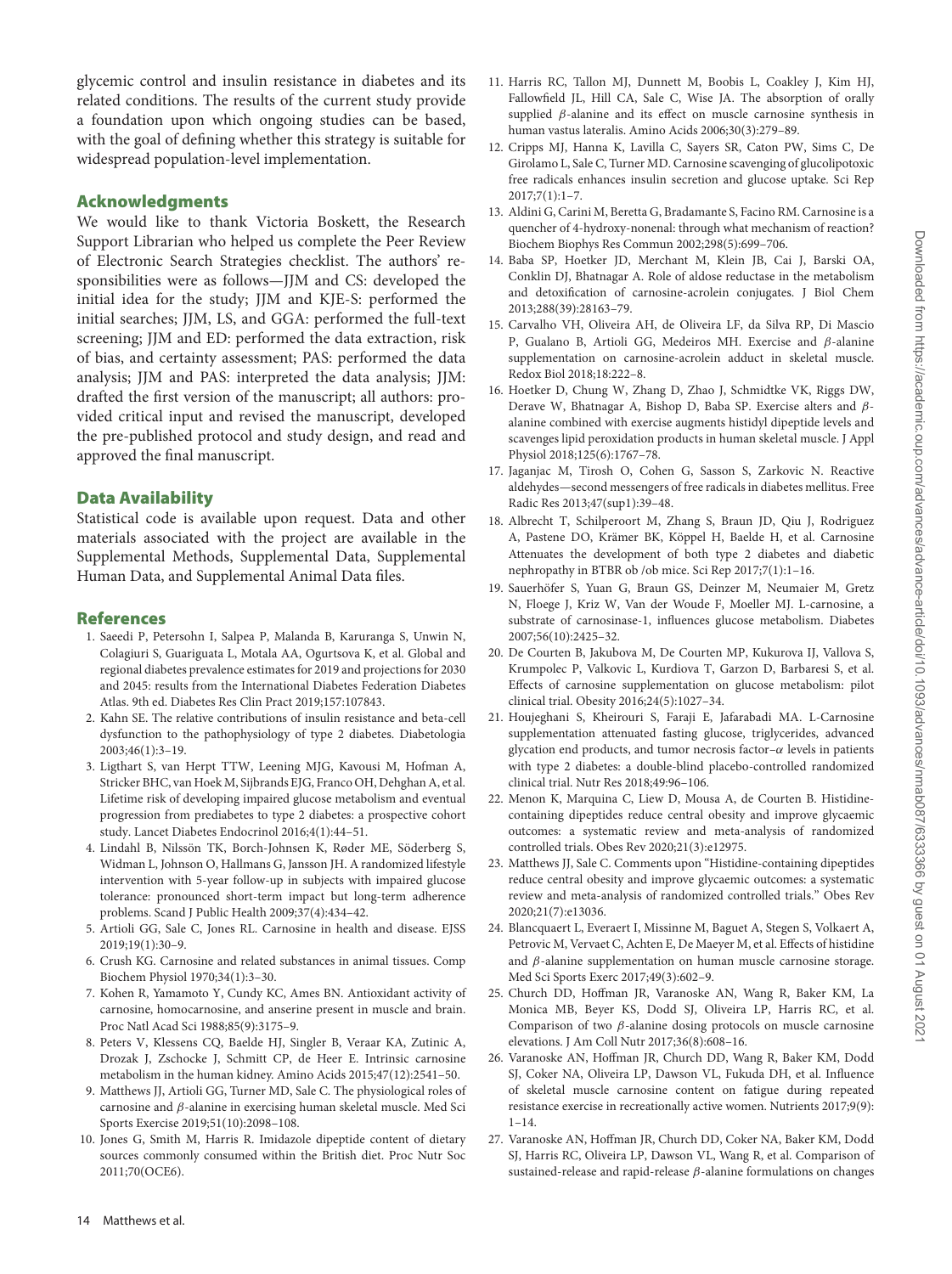glycemic control and insulin resistance in diabetes and its related conditions. The results of the current study provide a foundation upon which ongoing studies can be based, with the goal of defining whether this strategy is suitable for widespread population-level implementation.

## Acknowledgments

We would like to thank Victoria Boskett, the Research Support Librarian who helped us complete the Peer Review of Electronic Search Strategies checklist. The authors' responsibilities were as follows—JJM and CS: developed the initial idea for the study; JJM and KJE-S: performed the initial searches; JJM, LS, and GGA: performed the full-text screening; JJM and ED: performed the data extraction, risk of bias, and certainty assessment; PAS: performed the data analysis; JJM and PAS: interpreted the data analysis; JJM: drafted the first version of the manuscript; all authors: provided critical input and revised the manuscript, developed the pre-published protocol and study design, and read and approved the final manuscript.

## Data Availability

Statistical code is available upon request. Data and other materials associated with the project are available in the Supplemental Methods, Supplemental Data, Supplemental Human Data, and Supplemental Animal Data files.

## References

1. Saeedi P, Petersohn I, Salpea P, Malanda B, Karuranga S, Unwin N, Colagiuri S, Guariguata L, Motala AA, Ogurtsova K, et al. Global and regional diabetes prevalence estimates for 2019 and projections for 2030 and 2045: results from the International Diabetes Federation Diabetes Atlas. 9th ed. Diabetes Res Clin Pract 2019;157:107843.
2. Kahn SE. The relative contributions of insulin resistance and beta-cell dysfunction to the pathophysiology of type 2 diabetes. Diabetologia 2003;46(1):3–19.
3. Ligthart S, van Herpt TTW, Leening MJG, Kavousi M, Hofman A, Stricker BHC, van Hoek M, Sijbrands EJG, Franco OH, Dehghan A, et al. Lifetime risk of developing impaired glucose metabolism and eventual progression from prediabetes to type 2 diabetes: a prospective cohort study. Lancet Diabetes Endocrinol 2016;4(1):44–51.
4. Lindahl B, Nilssön TK, Borch-Johnsen K, Røder ME, Söderberg S, Widman L, Johnson O, Hallmans G, Jansson JH. A randomized lifestyle intervention with 5-year follow-up in subjects with impaired glucose tolerance: pronounced short-term impact but long-term adherence problems. Scand J Public Health 2009;37(4):434–42.
5. Artioli GG, Sale C, Jones RL. Carnosine in health and disease. EJSS 2019;19(1):30–9.
6. Crush KG. Carnosine and related substances in animal tissues. Comp Biochem Physiol 1970;34(1):3–30.
7. Kohen R, Yamamoto Y, Cundy KC, Ames BN. Antioxidant activity of carnosine, homocarnosine, and anserine present in muscle and brain. Proc Natl Acad Sci 1988;85(9):3175–9.
8. Peters V, Klessens CQ, Baelde HJ, Singler B, Veraar KA, Zutinic A, Drozak J, Zschocke J, Schmitt CP, de Heer E. Intrinsic carnosine metabolism in the human kidney. Amino Acids 2015;47(12):2541–50.
9. Matthews JJ, Artioli GG, Turner MD, Sale C. The physiological roles of carnosine and $\beta$-alanine in exercising human skeletal muscle. Med Sci Sports Exercise 2019;51(10):2098–108.
10. Jones G, Smith M, Harris R. Imidazole dipeptide content of dietary sources commonly consumed within the British diet. Proc Nutr Soc 2011;70(OCE6).
11. Harris RC, Tallon MJ, Dunnett M, Boobis L, Coakley J, Kim HJ, Fallowfield JL, Hill CA, Sale C, Wise JA. The absorption of orally supplied $\beta$-alanine and its effect on muscle carnosine synthesis in human vastus lateralis. Amino Acids 2006;30(3):279–89.
12. Cripps MJ, Hanna K, Lavilla C, Sayers SR, Caton PW, Sims C, De Girolamo L, Sale C, Turner MD. Carnosine scavenging of glucolipotoxic free radicals enhances insulin secretion and glucose uptake. Sci Rep 2017;7(1):1–7.
13. Aldini G, Carini M, Beretta G, Bradamante S, Facino RM. Carnosine is a quencher of 4-hydroxy-nonenal: through what mechanism of reaction? Biochem Biophys Res Commun 2002;298(5):699–706.
14. Baba SP, Hoetker JD, Merchant M, Klein JB, Cai J, Barski OA, Conklin DJ, Bhatnagar A. Role of aldose reductase in the metabolism and detoxification of carnosine-acrolein conjugates. J Biol Chem 2013;288(39):28163–79.
15. Carvalho VH, Oliveira AH, de Oliveira LF, da Silva RP, Di Mascio P, Gualano B, Artioli GG, Medeiros MH. Exercise and $\beta$-alanine supplementation on carnosine-acrolein adduct in skeletal muscle. Redox Biol 2018;18:222–8.
16. Hoetker D, Chung W, Zhang D, Zhao J, Schmidtke VK, Riggs DW, Derave W, Bhatnagar A, Bishop D, Baba SP. Exercise alters and $\beta$-alanine combined with exercise augments histidyl dipeptide levels and scavenges lipid peroxidation products in human skeletal muscle. J Appl Physiol 2018;125(6):1767–78.
17. Jaganjac M, Tirosh O, Cohen G, Sasson S, Zarkovic N. Reactive aldehydes—second messengers of free radicals in diabetes mellitus. Free Radic Res 2013;47(sup1):39–48.
18. Albrecht T, Schilperoort M, Zhang S, Braun JD, Qiu J, Rodriguez A, Pastene DO, Krämer BK, Köppel H, Baelde H, et al. Carnosine Attenuates the development of both type 2 diabetes and diabetic nephropathy in BTBR ob /ob mice. Sci Rep 2017;7(1):1–16.
19. Sauerhöfer S, Yuan G, Braun GS, Deinzer M, Neumaier M, Gretz N, Floege J, Kriz W, Van der Woude F, Moeller MJ. L-carnosine, a substrate of carnosinase-1, influences glucose metabolism. Diabetes 2007;56(10):2425–32.
20. De Courten B, Jakubova M, De Courten MP, Kukurova IJ, Vallova S, Krumpolec P, Valkovic L, Kurdiova T, Garzon D, Barbaresi S, et al. Effects of carnosine supplementation on glucose metabolism: pilot clinical trial. Obesity 2016;24(5):1027–34.
21. Houjeghani S, Kheirouri S, Faraji E, Jafarabadi MA. L-Carnosine supplementation attenuated fasting glucose, triglycerides, advanced glycation end products, and tumor necrosis factor–$\alpha$ levels in patients with type 2 diabetes: a double-blind placebo-controlled randomized clinical trial. Nutr Res 2018;49:96–106.
22. Menon K, Marquina C, Liew D, Mousa A, de Courten B. Histidine-containing dipeptides reduce central obesity and improve glycaemic outcomes: a systematic review and meta-analysis of randomized controlled trials. Obes Rev 2020;21(3):e12975.
23. Matthews JJ, Sale C. Comments upon "Histidine-containing dipeptides reduce central obesity and improve glycaemic outcomes: a systematic review and meta-analysis of randomized controlled trials." Obes Rev 2020;21(7):e13036.
24. Blancquaert L, Everaert I, Missinne M, Baguet A, Stegen S, Volkaert A, Petrovic M, Vervaet C, Achten E, De Maeyer M, et al. Effects of histidine and $\beta$-alanine supplementation on human muscle carnosine storage. Med Sci Sports Exerc 2017;49(3):602–9.
25. Church DD, Hoffman JR, Varanoske AN, Wang R, Baker KM, La Monica MB, Beyer KS, Dodd SJ, Oliveira LP, Harris RC, et al. Comparison of two $\beta$-alanine dosing protocols on muscle carnosine elevations. J Am Coll Nutr 2017;36(8):608–16.
26. Varanoske AN, Hoffman JR, Church DD, Wang R, Baker KM, Dodd SJ, Coker NA, Oliveira LP, Dawson VL, Fukuda DH, et al. Influence of skeletal muscle carnosine content on fatigue during repeated resistance exercise in recreationally active women. Nutrients 2017;9(9):1–14.
27. Varanoske AN, Hoffman JR, Church DD, Coker NA, Baker KM, Dodd SJ, Harris RC, Oliveira LP, Dawson VL, Wang R, et al. Comparison of sustained-release and rapid-release $\beta$-alanine formulations on changes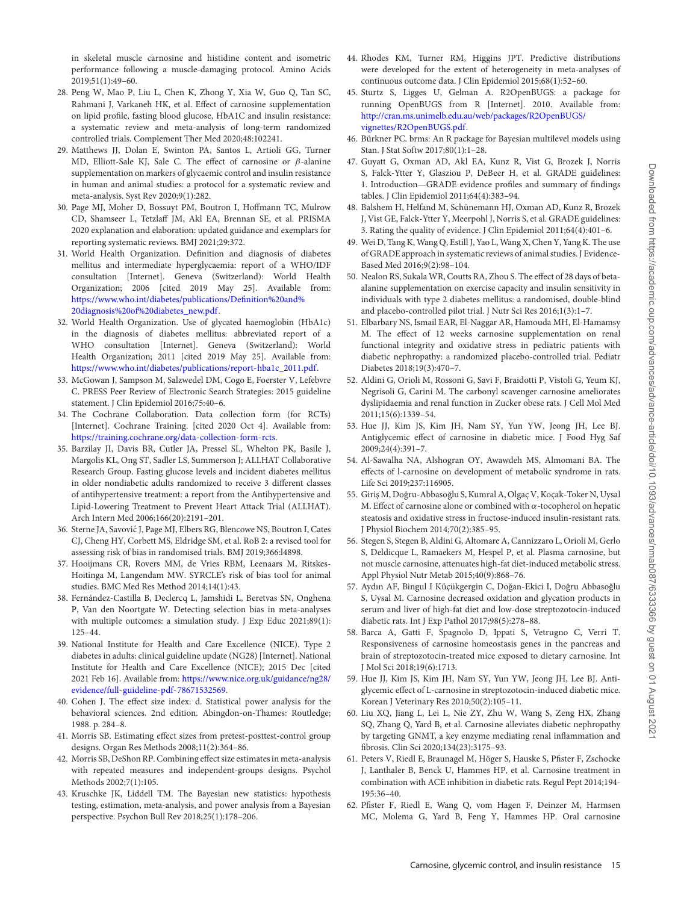in skeletal muscle carnosine and histidine content and isometric performance following a muscle-damaging protocol. Amino Acids 2019;51(1):49–60.

28. Peng W, Mao P, Liu L, Chen K, Zhong Y, Xia W, Guo Q, Tan SC, Rahmani J, Varkaneh HK, et al. Effect of carnosine supplementation on lipid profile, fasting blood glucose, HbA1C and insulin resistance: a systematic review and meta-analysis of long-term randomized controlled trials. Complement Ther Med 2020;48:102241.
29. Matthews JJ, Dolan E, Swinton PA, Santos L, Artioli GG, Turner MD, Elliott-Sale KJ, Sale C. The effect of carnosine or $\beta$-alanine supplementation on markers of glycaemic control and insulin resistance in human and animal studies: a protocol for a systematic review and meta-analysis. Syst Rev 2020;9(1):282.
30. Page MJ, Moher D, Bossuyt PM, Boutron I, Hoffmann TC, Mulrow CD, Shamseer L, Tetzlaff JM, Akl EA, Brennan SE, et al. PRISMA 2020 explanation and elaboration: updated guidance and exemplars for reporting systematic reviews. BMJ 2021;29:372.
31. World Health Organization. Definition and diagnosis of diabetes mellitus and intermediate hyperglycaemia: report of a WHO/IDF consultation [Internet]. Geneva (Switzerland): World Health Organization; 2006 [cited 2019 May 25]. Available from: https://www.who.int/diabetes/publications/Definition%20and%20diagnosis%20of%20diabetes_new.pdf.
32. World Health Organization. Use of glycated haemoglobin (HbA1c) in the diagnosis of diabetes mellitus: abbreviated report of a WHO consultation [Internet]. Geneva (Switzerland): World Health Organization; 2011 [cited 2019 May 25]. Available from: https://www.who.int/diabetes/publications/report-hba1c_2011.pdf.
33. McGowan J, Sampson M, Salzwedel DM, Cogo E, Foerster V, Lefebvre C. PRESS Peer Review of Electronic Search Strategies: 2015 guideline statement. J Clin Epidemiol 2016;75:40–6.
34. The Cochrane Collaboration. Data collection form (for RCTs) [Internet]. Cochrane Training. [cited 2020 Oct 4]. Available from: https://training.cochrane.org/data-collection-form-rcts.
35. Barzilay JI, Davis BR, Cutler JA, Pressel SL, Whelton PK, Basile J, Margolis KL, Ong ST, Sadler LS, Summerson J; ALLHAT Collaborative Research Group. Fasting glucose levels and incident diabetes mellitus in older nondiabetic adults randomized to receive 3 different classes of antihypertensive treatment: a report from the Antihypertensive and Lipid-Lowering Treatment to Prevent Heart Attack Trial (ALLHAT). Arch Intern Med 2006;166(20):2191–201.
36. Sterne JA, Savović J, Page MJ, Elbers RG, Blencowe NS, Boutron I, Cates CJ, Cheng HY, Corbett MS, Eldridge SM, et al. RoB 2: a revised tool for assessing risk of bias in randomised trials. BMJ 2019;366:l4898.
37. Hooijmans CR, Rovers MM, de Vries RBM, Leenaars M, Ritskes-Hoitinga M, Langendam MW. SYRCLE's risk of bias tool for animal studies. BMC Med Res Method 2014;14(1):43.
38. Fernández-Castilla B, Declercq L, Jamshidi L, Beretvas SN, Onghena P, Van den Noortgate W. Detecting selection bias in meta-analyses with multiple outcomes: a simulation study. J Exp Educ 2021;89(1):125–44.
39. National Institute for Health and Care Excellence (NICE). Type 2 diabetes in adults: clinical guideline update (NG28) [Internet]. National Institute for Health and Care Excellence (NICE); 2015 Dec [cited 2021 Feb 16]. Available from: https://www.nice.org.uk/guidance/ng28/evidence/full-guideline-pdf-78671532569.
40. Cohen J. The effect size index: d. Statistical power analysis for the behavioral sciences. 2nd edition. Abingdon-on-Thames: Routledge; 1988. p. 284–8.
41. Morris SB. Estimating effect sizes from pretest-posttest-control group designs. Organ Res Methods 2008;11(2):364–86.
42. Morris SB, DeShon RP. Combining effect size estimates in meta-analysis with repeated measures and independent-groups designs. Psychol Methods 2002;7(1):105.
43. Kruschke JK, Liddell TM. The Bayesian new statistics: hypothesis testing, estimation, meta-analysis, and power analysis from a Bayesian perspective. Psychon Bull Rev 2018;25(1):178–206.
44. Rhodes KM, Turner RM, Higgins JPT. Predictive distributions were developed for the extent of heterogeneity in meta-analyses of continuous outcome data. J Clin Epidemiol 2015;68(1):52–60.
45. Sturtz S, Ligges U, Gelman A. R2OpenBUGS: a package for running OpenBUGS from R [Internet]. 2010. Available from: http://cran.ms.unimelb.edu.au/web/packages/R2OpenBUGS/vignettes/R2OpenBUGS.pdf.
46. Bürkner PC. brms: An R package for Bayesian multilevel models using Stan. J Stat Softw 2017;80(1):1–28.
47. Guyatt G, Oxman AD, Akl EA, Kunz R, Vist G, Brozek J, Norris S, Falck-Ytter Y, Glasziou P, DeBeer H, et al. GRADE guidelines: 1. Introduction—GRADE evidence profiles and summary of findings tables. J Clin Epidemiol 2011;64(4):383–94.
48. Balshem H, Helfand M, Schünemann HJ, Oxman AD, Kunz R, Brozek J, Vist GE, Falck-Ytter Y, Meerpohl J, Norris S, et al. GRADE guidelines: 3. Rating the quality of evidence. J Clin Epidemiol 2011;64(4):401–6.
49. Wei D, Tang K, Wang Q, Estill J, Yao L, Wang X, Chen Y, Yang K. The use of GRADE approach in systematic reviews of animal studies. J Evidence-Based Med 2016;9(2):98–104.
50. Nealon RS, Sukala WR, Coutts RA, Zhou S. The effect of 28 days of beta-alanine supplementation on exercise capacity and insulin sensitivity in individuals with type 2 diabetes mellitus: a randomised, double-blind and placebo-controlled pilot trial. J Nutr Sci Res 2016;1(3):1–7.
51. Elbarbary NS, Ismail EAR, El-Naggar AR, Hamouda MH, El-Hamamsy M. The effect of 12 weeks carnosine supplementation on renal functional integrity and oxidative stress in pediatric patients with diabetic nephropathy: a randomized placebo-controlled trial. Pediatr Diabetes 2018;19(3):470–7.
52. Aldini G, Orioli M, Rossoni G, Savi F, Braidotti P, Vistoli G, Yeum KJ, Negrisoli G, Carini M. The carbonyl scavenger carnosine ameliorates dyslipidaemia and renal function in Zucker obese rats. J Cell Mol Med 2011;15(6):1339–54.
53. Hue JJ, Kim JS, Kim JH, Nam SY, Yun YW, Jeong JH, Lee BJ. Antiglycemic effect of carnosine in diabetic mice. J Food Hyg Saf 2009;24(4):391–7.
54. Al-Sawalha NA, Alshogran OY, Awawdeh MS, Almomani BA. The effects of l-carnosine on development of metabolic syndrome in rats. Life Sci 2019;237:116905.
55. Giriş M, Doğru-Abbasoğlu S, Kumral A, Olgaç V, Koçak-Toker N, Uysal M. Effect of carnosine alone or combined with $\alpha$-tocopherol on hepatic steatosis and oxidative stress in fructose-induced insulin-resistant rats. J Physiol Biochem 2014;70(2):385–95.
56. Stegen S, Stegen B, Aldini G, Altomare A, Cannizzaro L, Orioli M, Gerlo S, Deldicque L, Ramaekers M, Hespel P, et al. Plasma carnosine, but not muscle carnosine, attenuates high-fat diet-induced metabolic stress. Appl Physiol Nutr Metab 2015;40(9):868–76.
57. Aydın AF, Bingul I Küçükgergin C, Doğan-Ekici I, Doğru Abbasoğlu S, Uysal M. Carnosine decreased oxidation and glycation products in serum and liver of high-fat diet and low-dose streptozotocin-induced diabetic rats. Int J Exp Pathol 2017;98(5):278–88.
58. Barca A, Gatti F, Spagnolo D, Ippati S, Vetrugno C, Verri T. Responsiveness of carnosine homeostasis genes in the pancreas and brain of streptozotocin-treated mice exposed to dietary carnosine. Int J Mol Sci 2018;19(6):1713.
59. Hue JJ, Kim JS, Kim JH, Nam SY, Yun YW, Jeong JH, Lee BJ. Anti-glycemic effect of L-carnosine in streptozotocin-induced diabetic mice. Korean J Veterinary Res 2010;50(2):105–11.
60. Liu XQ, Jiang L, Lei L, Nie ZY, Zhu W, Wang S, Zeng HX, Zhang SQ, Zhang Q, Yard B, et al. Carnosine alleviates diabetic nephropathy by targeting GNMT, a key enzyme mediating renal inflammation and fibrosis. Clin Sci 2020;134(23):3175–93.
61. Peters V, Riedl E, Braunagel M, Höger S, Hauske S, Pfister F, Zschocke J, Lanthaler B, Benck U, Hammes HP, et al. Carnosine treatment in combination with ACE inhibition in diabetic rats. Regul Pept 2014;194-195:36–40.
62. Pfister F, Riedl E, Wang Q, vom Hagen F, Deinzer M, Harmsen MC, Molema G, Yard B, Feng Y, Hammes HP. Oral carnosine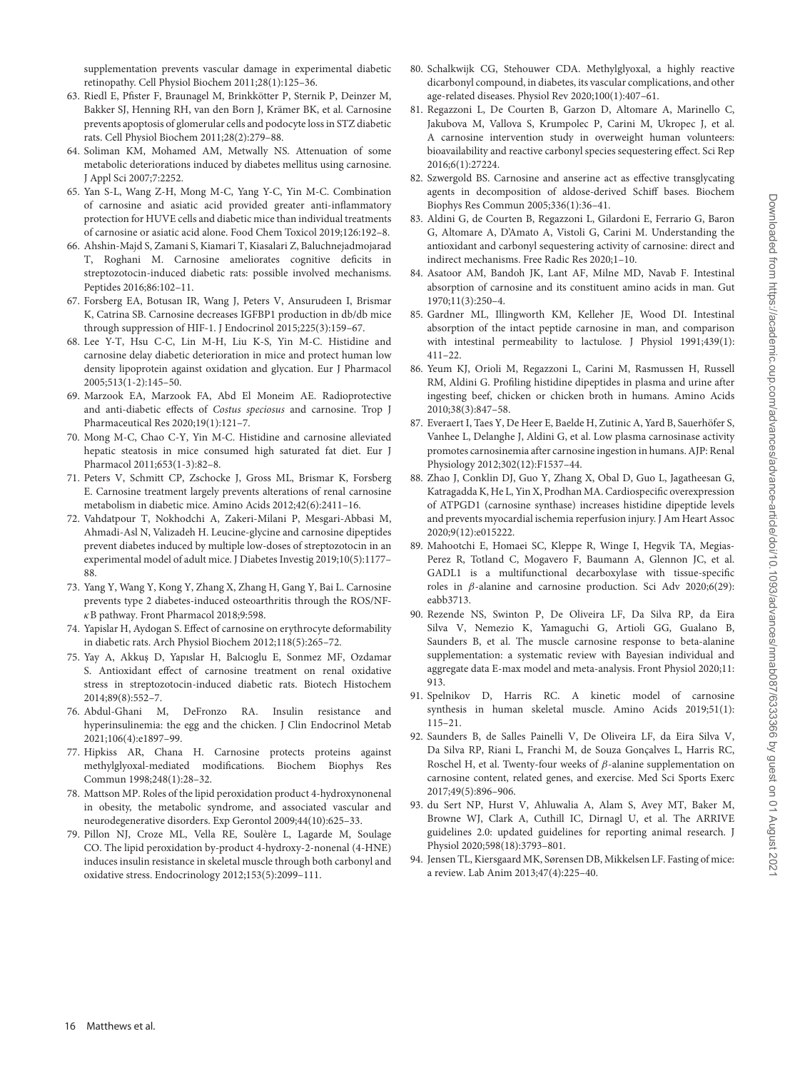supplementation prevents vascular damage in experimental diabetic retinopathy. Cell Physiol Biochem 2011;28(1):125–36.

63. Riedl E, Pfister F, Braunagel M, Brinkkötter P, Sternik P, Deinzer M, Bakker SJ, Henning RH, van den Born J, Krämer BK, et al. Carnosine prevents apoptosis of glomerular cells and podocyte loss in STZ diabetic rats. Cell Physiol Biochem 2011;28(2):279–88.
64. Soliman KM, Mohamed AM, Metwally NS. Attenuation of some metabolic deteriorations induced by diabetes mellitus using carnosine. J Appl Sci 2007;7:2252.
65. Yan S-L, Wang Z-H, Mong M-C, Yang Y-C, Yin M-C. Combination of carnosine and asiatic acid provided greater anti-inflammatory protection for HUVE cells and diabetic mice than individual treatments of carnosine or asiatic acid alone. Food Chem Toxicol 2019;126:192–8.
66. Ahshin-Majd S, Zamani S, Kiamari T, Kiasalari Z, Baluchnejadmojarad T, Roghani M. Carnosine ameliorates cognitive deficits in streptozotocin-induced diabetic rats: possible involved mechanisms. Peptides 2016;86:102–11.
67. Forsberg EA, Botusan IR, Wang J, Peters V, Ansurudeen I, Brismar K, Catrina SB. Carnosine decreases IGFBP1 production in db/db mice through suppression of HIF-1. J Endocrinol 2015;225(3):159–67.
68. Lee Y-T, Hsu C-C, Lin M-H, Liu K-S, Yin M-C. Histidine and carnosine delay diabetic deterioration in mice and protect human low density lipoprotein against oxidation and glycation. Eur J Pharmacol 2005;513(1-2):145–50.
69. Marzook EA, Marzook FA, Abd El Moneim AE. Radioprotective and anti-diabetic effects of *Costus speciosus* and carnosine. Trop J Pharmaceutical Res 2020;19(1):121–7.
70. Mong M-C, Chao C-Y, Yin M-C. Histidine and carnosine alleviated hepatic steatosis in mice consumed high saturated fat diet. Eur J Pharmacol 2011;653(1-3):82–8.
71. Peters V, Schmitt CP, Zschocke J, Gross ML, Brismar K, Forsberg E. Carnosine treatment largely prevents alterations of renal carnosine metabolism in diabetic mice. Amino Acids 2012;42(6):2411–16.
72. Vahdatpour T, Nokhodchi A, Zakeri-Milani P, Mesgari-Abbasi M, Ahmadi-Asl N, Valizadeh H. Leucine-glycine and carnosine dipeptides prevent diabetes induced by multiple low-doses of streptozotocin in an experimental model of adult mice. J Diabetes Investig 2019;10(5):1177–88.
73. Yang Y, Wang Y, Kong Y, Zhang X, Zhang H, Gang Y, Bai L. Carnosine prevents type 2 diabetes-induced osteoarthritis through the ROS/NF-$\kappa$B pathway. Front Pharmacol 2018;9:598.
74. Yapislar H, Aydogan S. Effect of carnosine on erythrocyte deformability in diabetic rats. Arch Physiol Biochem 2012;118(5):265–72.
75. Yay A, Akkuş D, Yapıslar H, Balcıoglu E, Sonmez MF, Ozdamar S. Antioxidant effect of carnosine treatment on renal oxidative stress in streptozotocin-induced diabetic rats. Biotech Histochem 2014;89(8):552–7.
76. Abdul-Ghani M, DeFronzo RA. Insulin resistance and hyperinsulinemia: the egg and the chicken. J Clin Endocrinol Metab 2021;106(4):e1897–99.
77. Hipkiss AR, Chana H. Carnosine protects proteins against methylglyoxal-mediated modifications. Biochem Biophys Res Commun 1998;248(1):28–32.
78. Mattson MP. Roles of the lipid peroxidation product 4-hydroxynonenal in obesity, the metabolic syndrome, and associated vascular and neurodegenerative disorders. Exp Gerontol 2009;44(10):625–33.
79. Pillon NJ, Croze ML, Vella RE, Soulère L, Lagarde M, Soulage CO. The lipid peroxidation by-product 4-hydroxy-2-nonenal (4-HNE) induces insulin resistance in skeletal muscle through both carbonyl and oxidative stress. Endocrinology 2012;153(5):2099–111.
80. Schalkwijk CG, Stehouwer CDA. Methylglyoxal, a highly reactive dicarbonyl compound, in diabetes, its vascular complications, and other age-related diseases. Physiol Rev 2020;100(1):407–61.
81. Regazzoni L, De Courten B, Garzon D, Altomare A, Marinello C, Jakubova M, Vallova S, Krumpolec P, Carini M, Ukropec J, et al. A carnosine intervention study in overweight human volunteers: bioavailability and reactive carbonyl species sequestering effect. Sci Rep 2016;6(1):27224.
82. Szwergold BS. Carnosine and anserine act as effective transglycating agents in decomposition of aldose-derived Schiff bases. Biochem Biophys Res Commun 2005;336(1):36–41.
83. Aldini G, de Courten B, Regazzoni L, Gilardoni E, Ferrario G, Baron G, Altomare A, D'Amato A, Vistoli G, Carini M. Understanding the antioxidant and carbonyl sequestering activity of carnosine: direct and indirect mechanisms. Free Radic Res 2020;1–10.
84. Asatoor AM, Bandoh JK, Lant AF, Milne MD, Navab F. Intestinal absorption of carnosine and its constituent amino acids in man. Gut 1970;11(3):250–4.
85. Gardner ML, Illingworth KM, Kelleher JE, Wood DI. Intestinal absorption of the intact peptide carnosine in man, and comparison with intestinal permeability to lactulose. J Physiol 1991;439(1): 411–22.
86. Yeum KJ, Orioli M, Regazzoni L, Carini M, Rasmussen H, Russell RM, Aldini G. Profiling histidine dipeptides in plasma and urine after ingesting beef, chicken or chicken broth in humans. Amino Acids 2010;38(3):847–58.
87. Everaert I, Taes Y, De Heer E, Baelde H, Zutinic A, Yard B, Sauerhöfer S, Vanhee L, Delanghe J, Aldini G, et al. Low plasma carnosinase activity promotes carnosinemia after carnosine ingestion in humans. AJP: Renal Physiology 2012;302(12):F1537–44.
88. Zhao J, Conklin DJ, Guo Y, Zhang X, Obal D, Guo L, Jagatheesan G, Katragadda K, He L, Yin X, Prodhan MA. Cardiospecific overexpression of ATPGD1 (carnosine synthase) increases histidine dipeptide levels and prevents myocardial ischemia reperfusion injury. J Am Heart Assoc 2020;9(12):e015222.
89. Mahootchi E, Homaei SC, Kleppe R, Winge I, Hegvik TA, Megias-Perez R, Totland C, Mogavero F, Baumann A, Glennon JC, et al. GADL1 is a multifunctional decarboxylase with tissue-specific roles in $\beta$-alanine and carnosine production. Sci Adv 2020;6(29): eabb3713.
90. Rezende NS, Swinton P, De Oliveira LF, Da Silva RP, da Eira Silva V, Nemezio K, Yamaguchi G, Artioli GG, Gualano B, Saunders B, et al. The muscle carnosine response to beta-alanine supplementation: a systematic review with Bayesian individual and aggregate data E-max model and meta-analysis. Front Physiol 2020;11: 913.
91. Spelnikov D, Harris RC. A kinetic model of carnosine synthesis in human skeletal muscle. Amino Acids 2019;51(1): 115–21.
92. Saunders B, de Salles Painelli V, De Oliveira LF, da Eira Silva V, Da Silva RP, Riani L, Franchi M, de Souza Gonçalves L, Harris RC, Roschel H, et al. Twenty-four weeks of $\beta$-alanine supplementation on carnosine content, related genes, and exercise. Med Sci Sports Exerc 2017;49(5):896–906.
93. du Sert NP, Hurst V, Ahluwalia A, Alam S, Avey MT, Baker M, Browne WJ, Clark A, Cuthill IC, Dirnagl U, et al. The ARRIVE guidelines 2.0: updated guidelines for reporting animal research. J Physiol 2020;598(18):3793–801.
94. Jensen TL, Kiersgaard MK, Sørensen DB, Mikkelsen LF. Fasting of mice: a review. Lab Anim 2013;47(4):225–40.